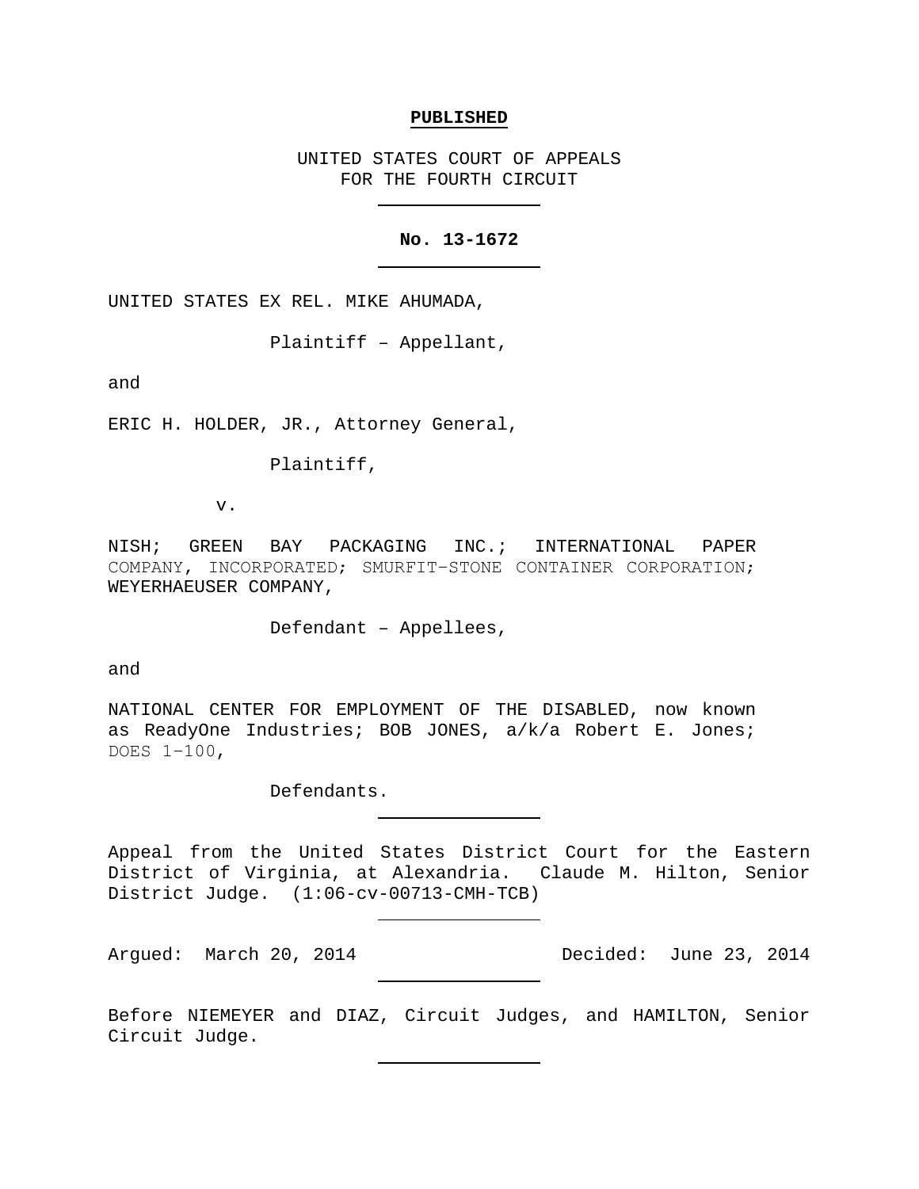**PUBLISHED**

UNITED STATES COURT OF APPEALS
FOR THE FOURTH CIRCUIT

---

**No. 13-1672**

---

UNITED STATES EX REL. MIKE AHUMADA,

Plaintiff – Appellant,

and

ERIC H. HOLDER, JR., Attorney General,

Plaintiff,

v.

NISH; GREEN BAY PACKAGING INC.; INTERNATIONAL PAPER COMPANY, INCORPORATED; SMURFIT–STONE CONTAINER CORPORATION; WEYERHAEUSER COMPANY,

Defendant – Appellees,

and

NATIONAL CENTER FOR EMPLOYMENT OF THE DISABLED, now known as ReadyOne Industries; BOB JONES, a/k/a Robert E. Jones; DOES 1–100,

Defendants.

---

Appeal from the United States District Court for the Eastern District of Virginia, at Alexandria. Claude M. Hilton, Senior District Judge. (1:06-cv-00713-CMH-TCB)

---

Argued: March 20, 2014 Decided: June 23, 2014

---

Before NIEMEYER and DIAZ, Circuit Judges, and HAMILTON, Senior Circuit Judge.

---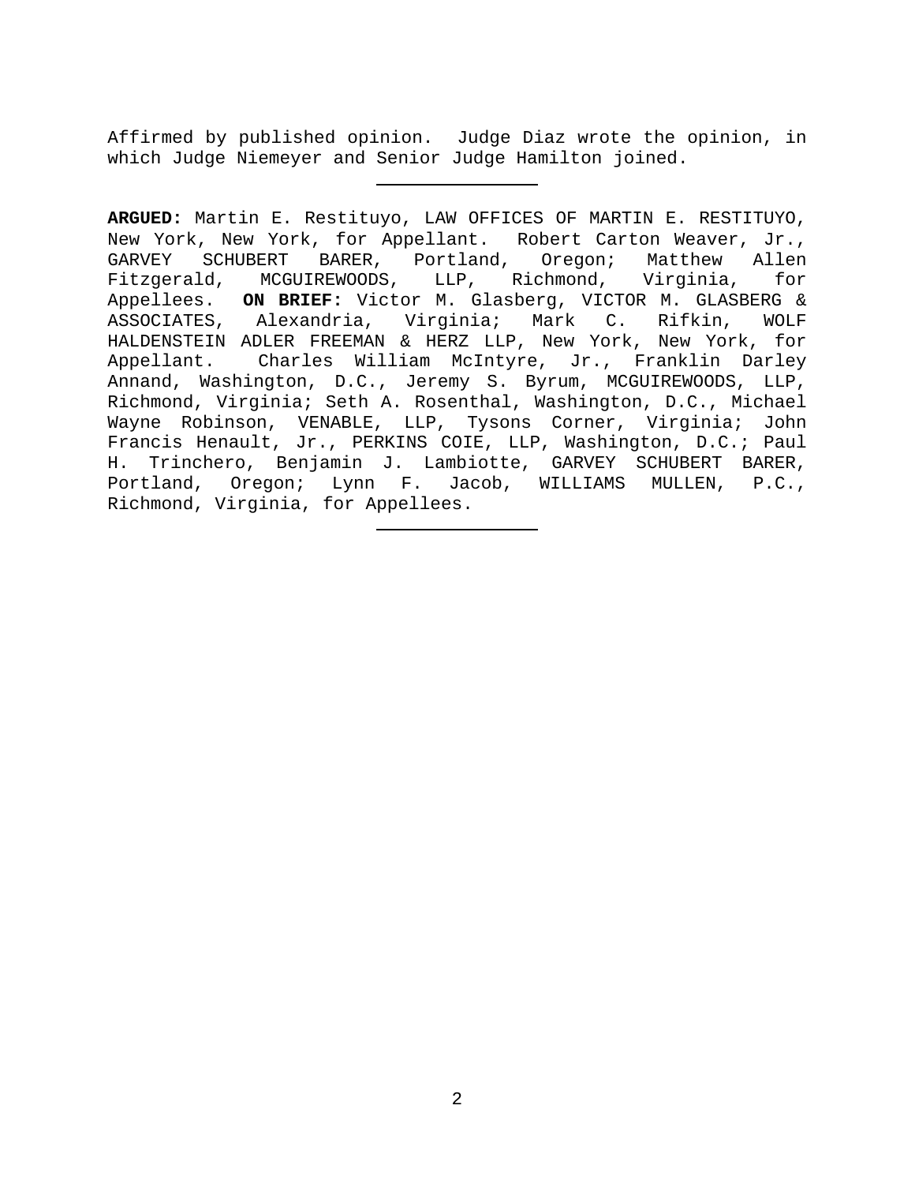Affirmed by published opinion. Judge Diaz wrote the opinion, in which Judge Niemeyer and Senior Judge Hamilton joined.

---

**ARGUED:** Martin E. Restituyo, LAW OFFICES OF MARTIN E. RESTITUYO, New York, New York, for Appellant. Robert Carton Weaver, Jr., GARVEY SCHUBERT BARER, Portland, Oregon; Matthew Allen Fitzgerald, MCGUIREWOODS, LLP, Richmond, Virginia, for Appellees. **ON BRIEF:** Victor M. Glasberg, VICTOR M. GLASBERG & ASSOCIATES, Alexandria, Virginia; Mark C. Rifkin, WOLF HALDENSTEIN ADLER FREEMAN & HERZ LLP, New York, New York, for Appellant. Charles William McIntyre, Jr., Franklin Darley Annand, Washington, D.C., Jeremy S. Byrum, MCGUIREWOODS, LLP, Richmond, Virginia; Seth A. Rosenthal, Washington, D.C., Michael Wayne Robinson, VENABLE, LLP, Tysons Corner, Virginia; John Francis Henault, Jr., PERKINS COIE, LLP, Washington, D.C.; Paul H. Trinchero, Benjamin J. Lambiotte, GARVEY SCHUBERT BARER, Portland, Oregon; Lynn F. Jacob, WILLIAMS MULLEN, P.C., Richmond, Virginia, for Appellees.

---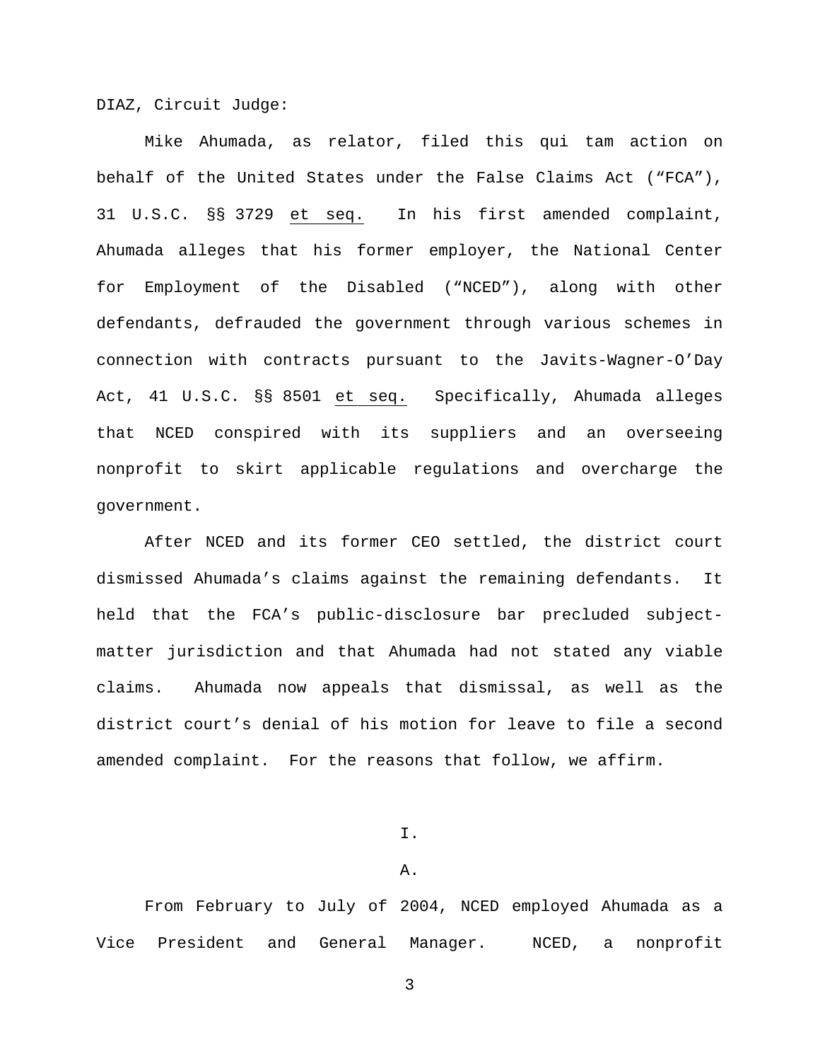DIAZ, Circuit Judge:

Mike Ahumada, as relator, filed this qui tam action on behalf of the United States under the False Claims Act ("FCA"), 31 U.S.C. §§ 3729 et seq. In his first amended complaint, Ahumada alleges that his former employer, the National Center for Employment of the Disabled ("NCED"), along with other defendants, defrauded the government through various schemes in connection with contracts pursuant to the Javits-Wagner-O'Day Act, 41 U.S.C. §§ 8501 et seq. Specifically, Ahumada alleges that NCED conspired with its suppliers and an overseeing nonprofit to skirt applicable regulations and overcharge the government.

After NCED and its former CEO settled, the district court dismissed Ahumada's claims against the remaining defendants. It held that the FCA's public-disclosure bar precluded subject-matter jurisdiction and that Ahumada had not stated any viable claims. Ahumada now appeals that dismissal, as well as the district court's denial of his motion for leave to file a second amended complaint. For the reasons that follow, we affirm.

I.

A.

From February to July of 2004, NCED employed Ahumada as a Vice President and General Manager. NCED, a nonprofit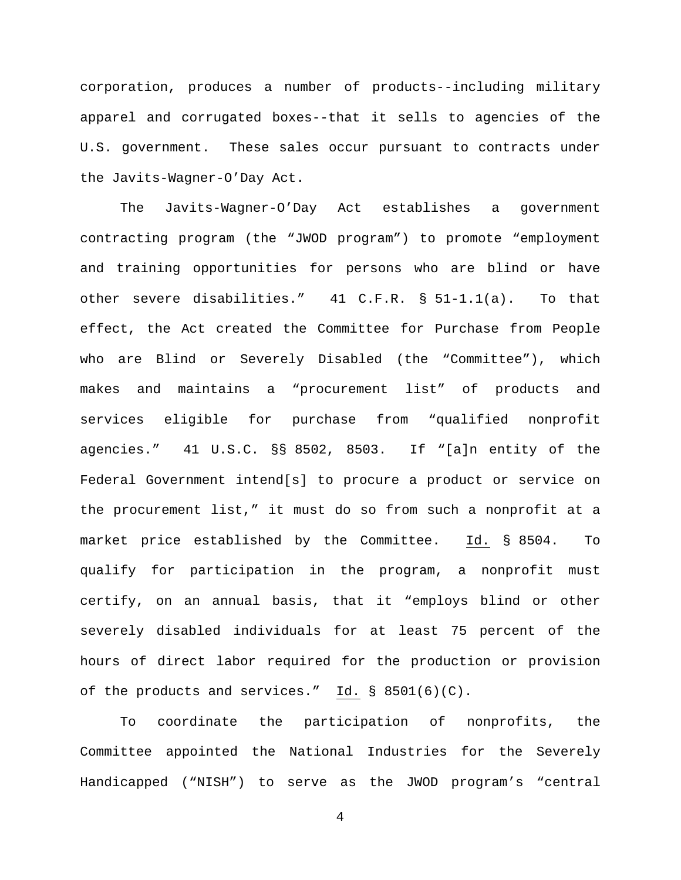corporation, produces a number of products--including military apparel and corrugated boxes--that it sells to agencies of the U.S. government. These sales occur pursuant to contracts under the Javits-Wagner-O'Day Act.

The Javits-Wagner-O'Day Act establishes a government contracting program (the "JWOD program") to promote "employment and training opportunities for persons who are blind or have other severe disabilities." 41 C.F.R. § 51-1.1(a). To that effect, the Act created the Committee for Purchase from People who are Blind or Severely Disabled (the "Committee"), which makes and maintains a "procurement list" of products and services eligible for purchase from "qualified nonprofit agencies." 41 U.S.C. §§ 8502, 8503. If "[a]n entity of the Federal Government intend[s] to procure a product or service on the procurement list," it must do so from such a nonprofit at a market price established by the Committee. Id. § 8504. To qualify for participation in the program, a nonprofit must certify, on an annual basis, that it "employs blind or other severely disabled individuals for at least 75 percent of the hours of direct labor required for the production or provision of the products and services." Id. § 8501(6)(C).

To coordinate the participation of nonprofits, the Committee appointed the National Industries for the Severely Handicapped ("NISH") to serve as the JWOD program's "central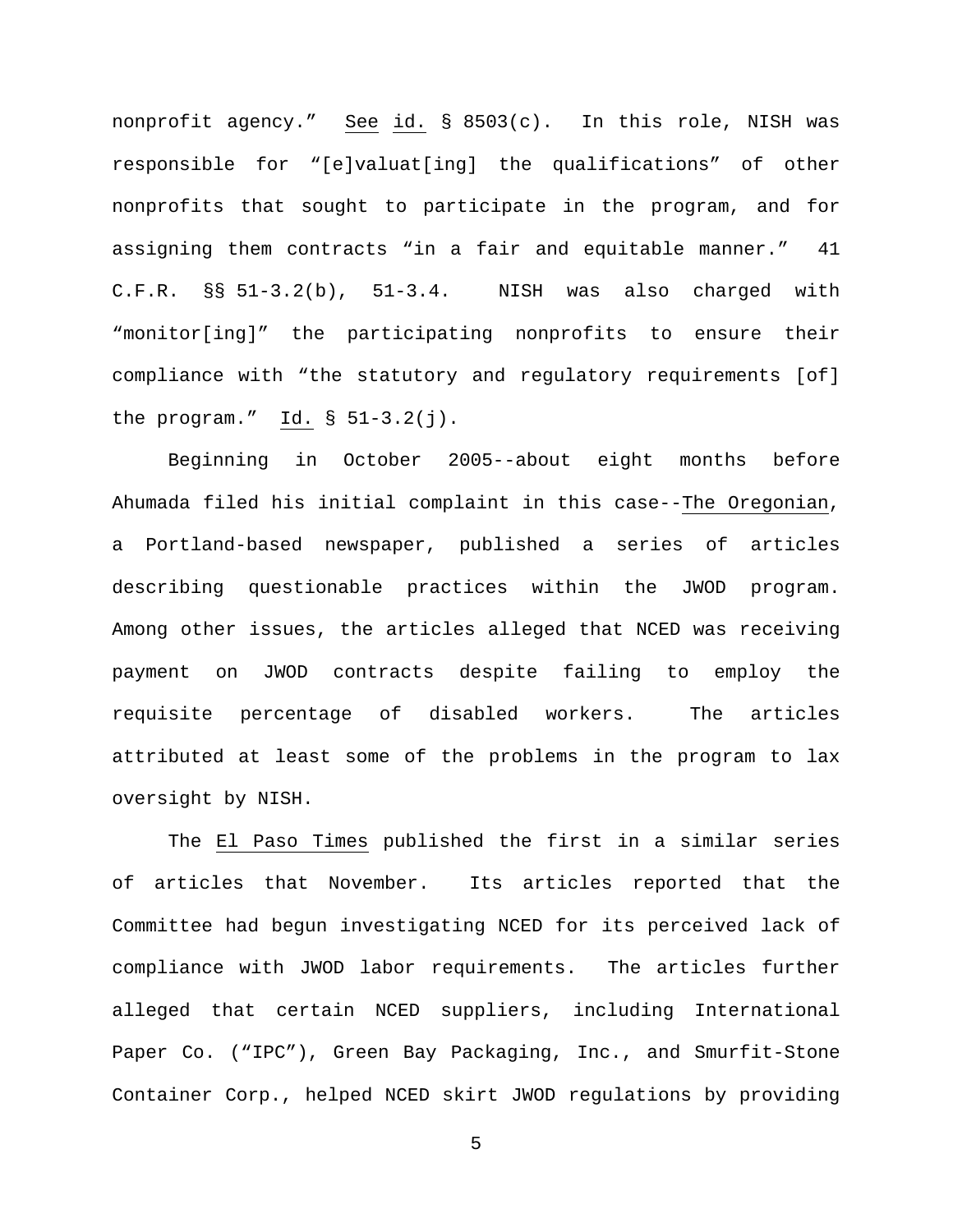nonprofit agency." See id. § 8503(c). In this role, NISH was responsible for "[e]valuat[ing] the qualifications" of other nonprofits that sought to participate in the program, and for assigning them contracts "in a fair and equitable manner." 41 C.F.R. §§ 51-3.2(b), 51-3.4. NISH was also charged with "monitor[ing]" the participating nonprofits to ensure their compliance with "the statutory and regulatory requirements [of] the program." Id. § 51-3.2(j).

Beginning in October 2005--about eight months before Ahumada filed his initial complaint in this case--The Oregonian, a Portland-based newspaper, published a series of articles describing questionable practices within the JWOD program. Among other issues, the articles alleged that NCED was receiving payment on JWOD contracts despite failing to employ the requisite percentage of disabled workers. The articles attributed at least some of the problems in the program to lax oversight by NISH.

The El Paso Times published the first in a similar series of articles that November. Its articles reported that the Committee had begun investigating NCED for its perceived lack of compliance with JWOD labor requirements. The articles further alleged that certain NCED suppliers, including International Paper Co. ("IPC"), Green Bay Packaging, Inc., and Smurfit-Stone Container Corp., helped NCED skirt JWOD regulations by providing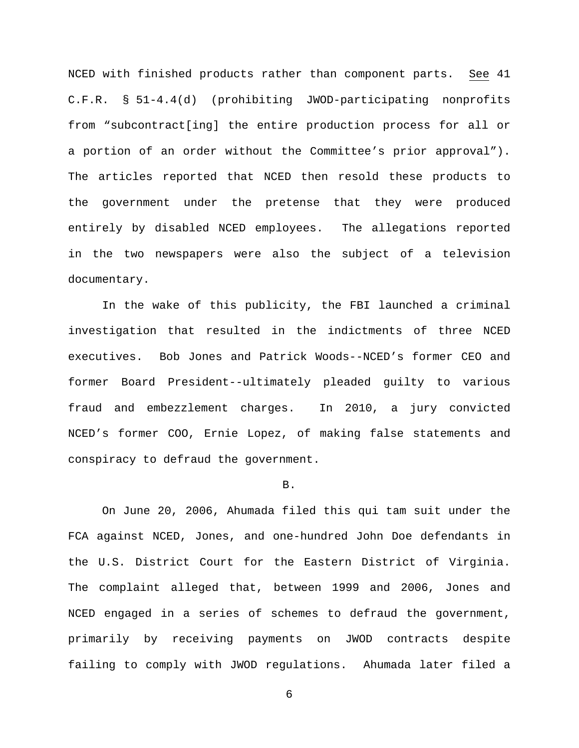NCED with finished products rather than component parts. See 41 C.F.R. § 51-4.4(d) (prohibiting JWOD-participating nonprofits from "subcontract[ing] the entire production process for all or a portion of an order without the Committee's prior approval"). The articles reported that NCED then resold these products to the government under the pretense that they were produced entirely by disabled NCED employees. The allegations reported in the two newspapers were also the subject of a television documentary.

In the wake of this publicity, the FBI launched a criminal investigation that resulted in the indictments of three NCED executives. Bob Jones and Patrick Woods--NCED's former CEO and former Board President--ultimately pleaded guilty to various fraud and embezzlement charges. In 2010, a jury convicted NCED's former COO, Ernie Lopez, of making false statements and conspiracy to defraud the government.

B.

On June 20, 2006, Ahumada filed this qui tam suit under the FCA against NCED, Jones, and one-hundred John Doe defendants in the U.S. District Court for the Eastern District of Virginia. The complaint alleged that, between 1999 and 2006, Jones and NCED engaged in a series of schemes to defraud the government, primarily by receiving payments on JWOD contracts despite failing to comply with JWOD regulations. Ahumada later filed a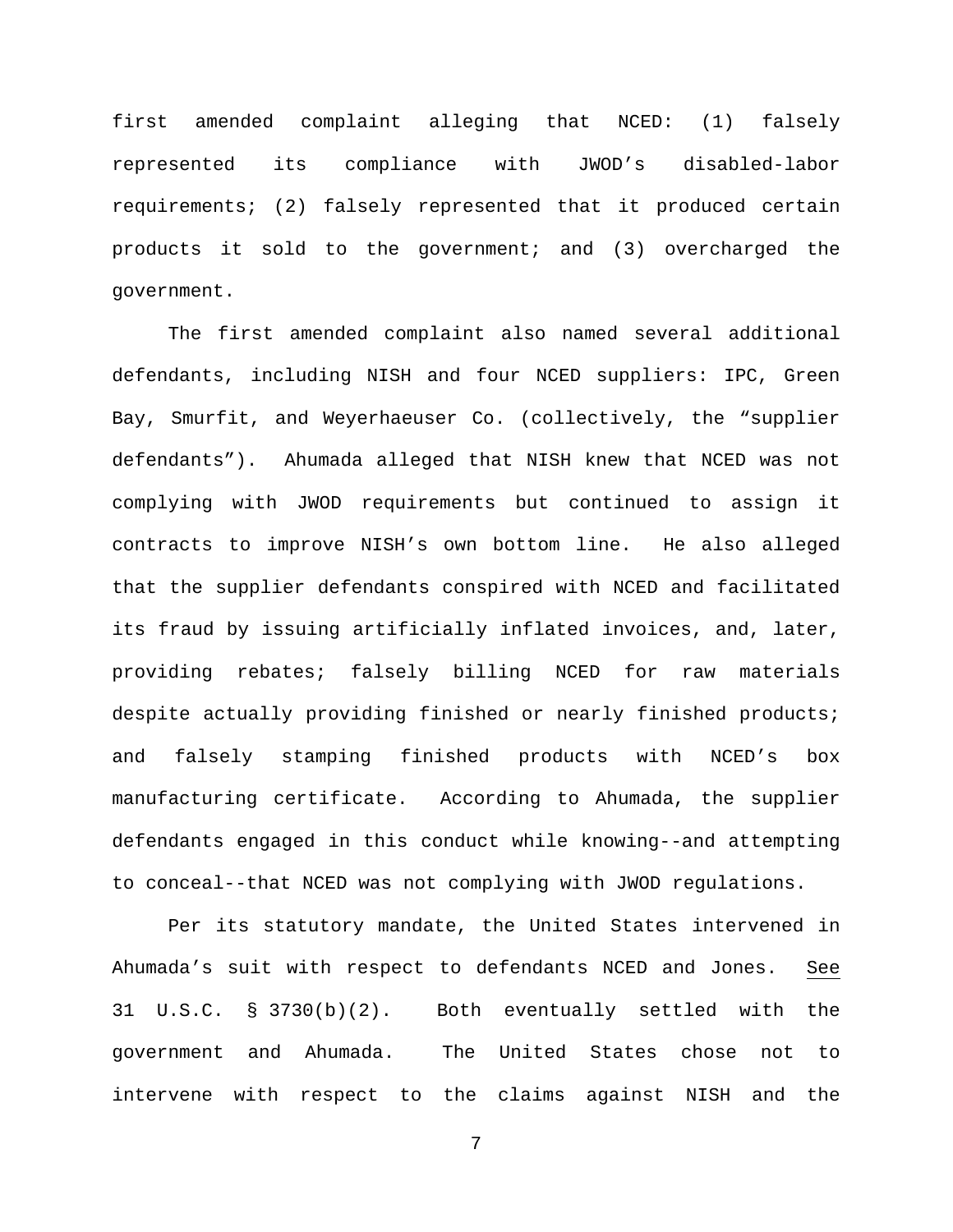first amended complaint alleging that NCED: (1) falsely represented its compliance with JWOD's disabled-labor requirements; (2) falsely represented that it produced certain products it sold to the government; and (3) overcharged the government.

The first amended complaint also named several additional defendants, including NISH and four NCED suppliers: IPC, Green Bay, Smurfit, and Weyerhaeuser Co. (collectively, the "supplier defendants"). Ahumada alleged that NISH knew that NCED was not complying with JWOD requirements but continued to assign it contracts to improve NISH's own bottom line. He also alleged that the supplier defendants conspired with NCED and facilitated its fraud by issuing artificially inflated invoices, and, later, providing rebates; falsely billing NCED for raw materials despite actually providing finished or nearly finished products; and falsely stamping finished products with NCED's box manufacturing certificate. According to Ahumada, the supplier defendants engaged in this conduct while knowing--and attempting to conceal--that NCED was not complying with JWOD regulations.

Per its statutory mandate, the United States intervened in Ahumada's suit with respect to defendants NCED and Jones. See 31 U.S.C. § 3730(b)(2). Both eventually settled with the government and Ahumada. The United States chose not to intervene with respect to the claims against NISH and the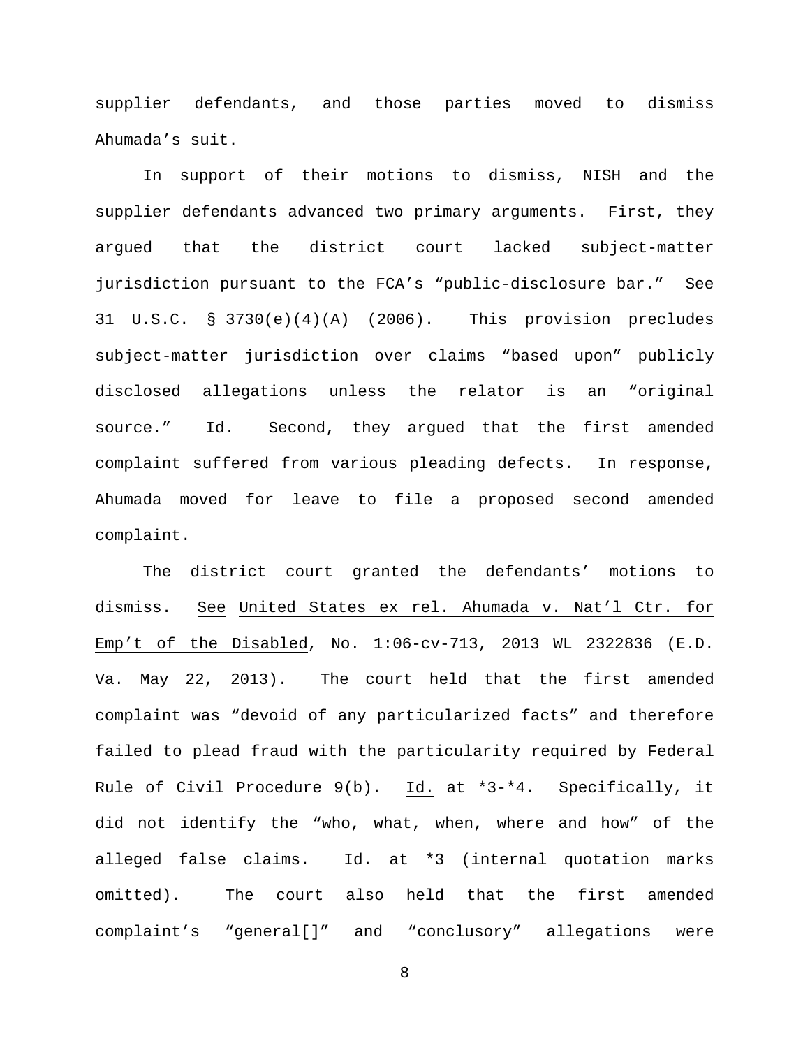supplier defendants, and those parties moved to dismiss Ahumada's suit.

In support of their motions to dismiss, NISH and the supplier defendants advanced two primary arguments. First, they argued that the district court lacked subject-matter jurisdiction pursuant to the FCA's "public-disclosure bar." See 31 U.S.C. § 3730(e)(4)(A) (2006). This provision precludes subject-matter jurisdiction over claims "based upon" publicly disclosed allegations unless the relator is an "original source." Id. Second, they argued that the first amended complaint suffered from various pleading defects. In response, Ahumada moved for leave to file a proposed second amended complaint.

The district court granted the defendants' motions to dismiss. See United States ex rel. Ahumada v. Nat'l Ctr. for Emp't of the Disabled, No. 1:06-cv-713, 2013 WL 2322836 (E.D. Va. May 22, 2013). The court held that the first amended complaint was "devoid of any particularized facts" and therefore failed to plead fraud with the particularity required by Federal Rule of Civil Procedure 9(b). Id. at *3-*4. Specifically, it did not identify the "who, what, when, where and how" of the alleged false claims. Id. at *3 (internal quotation marks omitted). The court also held that the first amended complaint's "general[]" and "conclusory" allegations were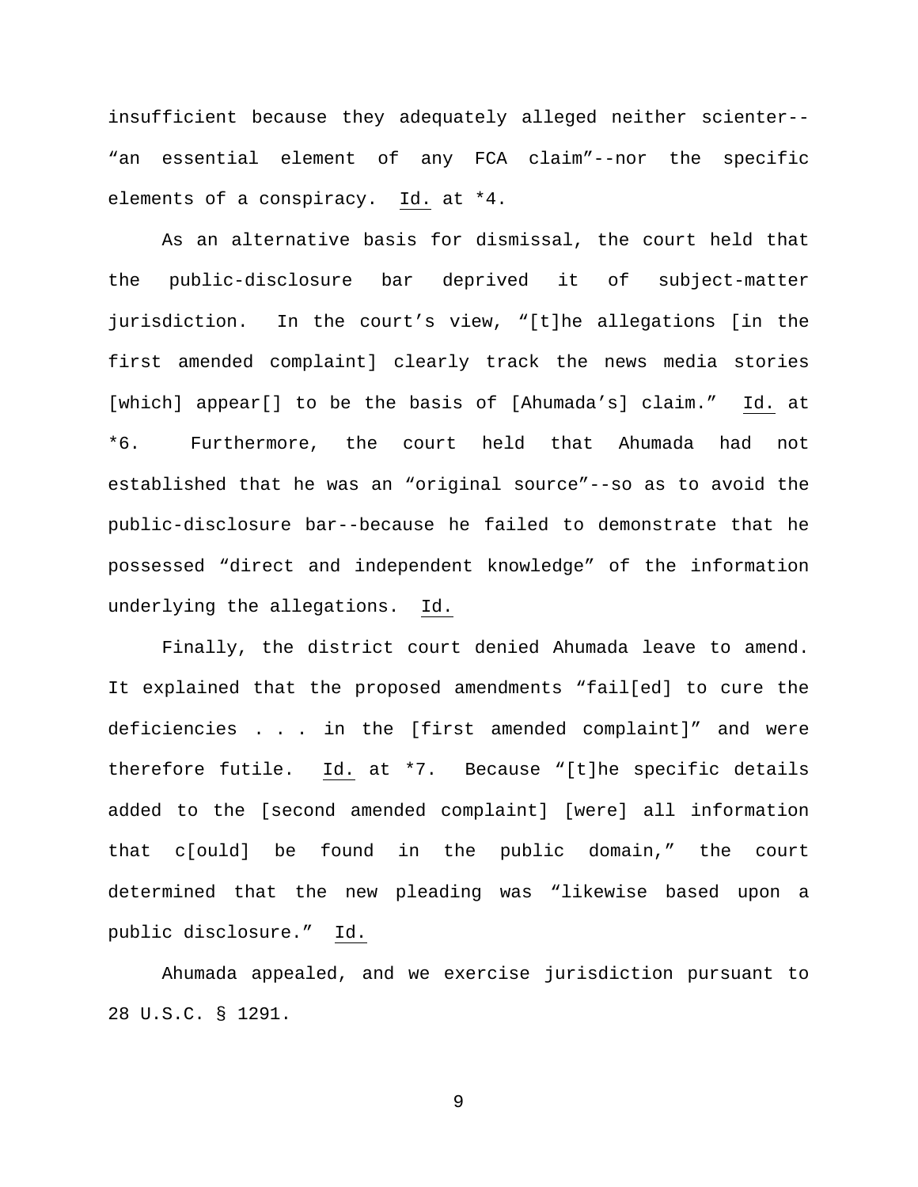insufficient because they adequately alleged neither scienter--"an essential element of any FCA claim"--nor the specific elements of a conspiracy. Id. at *4.

As an alternative basis for dismissal, the court held that the public-disclosure bar deprived it of subject-matter jurisdiction. In the court's view, "[t]he allegations [in the first amended complaint] clearly track the news media stories [which] appear[] to be the basis of [Ahumada's] claim." Id. at *6. Furthermore, the court held that Ahumada had not established that he was an "original source"--so as to avoid the public-disclosure bar--because he failed to demonstrate that he possessed "direct and independent knowledge" of the information underlying the allegations. Id.

Finally, the district court denied Ahumada leave to amend. It explained that the proposed amendments "fail[ed] to cure the deficiencies . . . in the [first amended complaint]" and were therefore futile. Id. at *7. Because "[t]he specific details added to the [second amended complaint] [were] all information that c[ould] be found in the public domain," the court determined that the new pleading was "likewise based upon a public disclosure." Id.

Ahumada appealed, and we exercise jurisdiction pursuant to 28 U.S.C. § 1291.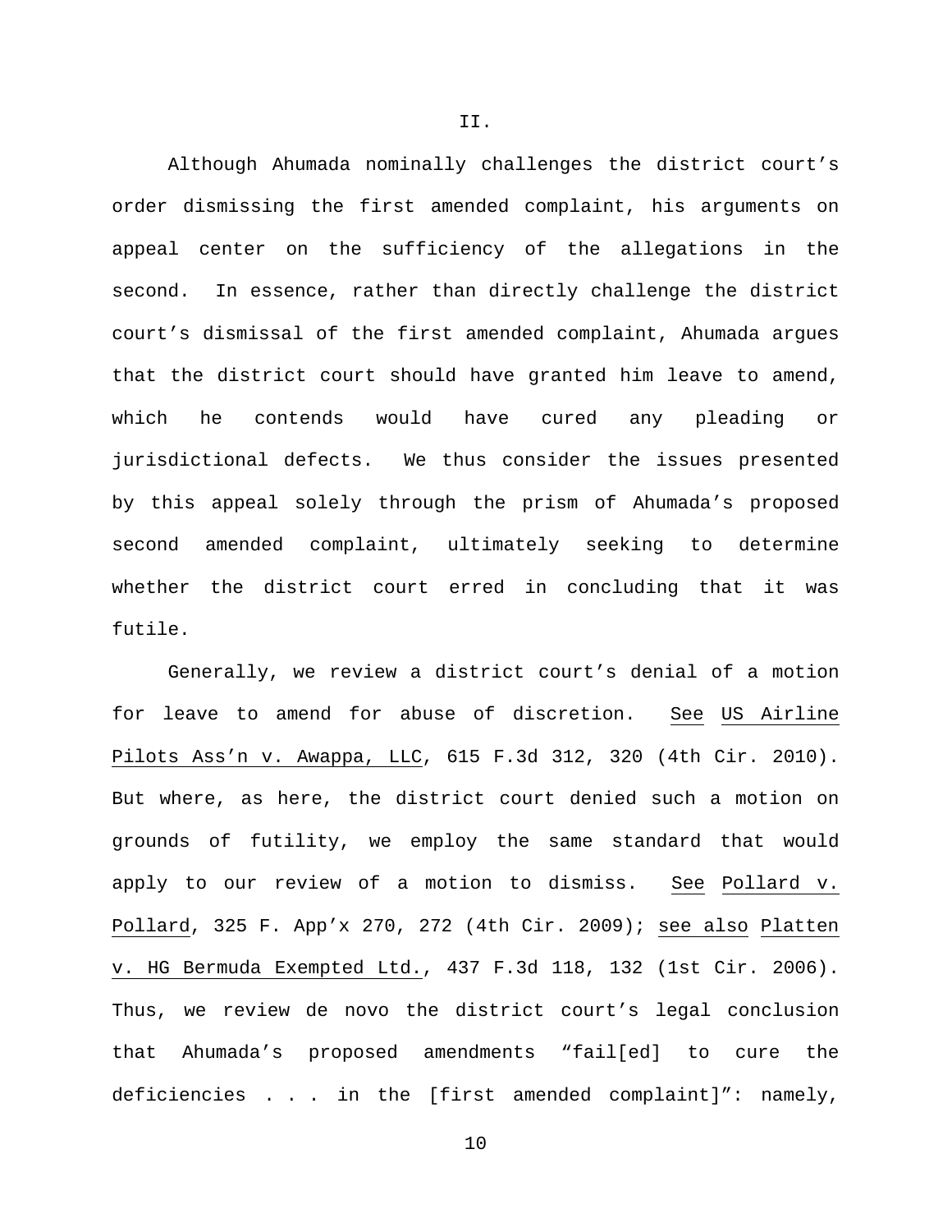## II.

Although Ahumada nominally challenges the district court's order dismissing the first amended complaint, his arguments on appeal center on the sufficiency of the allegations in the second. In essence, rather than directly challenge the district court's dismissal of the first amended complaint, Ahumada argues that the district court should have granted him leave to amend, which he contends would have cured any pleading or jurisdictional defects. We thus consider the issues presented by this appeal solely through the prism of Ahumada's proposed second amended complaint, ultimately seeking to determine whether the district court erred in concluding that it was futile.

Generally, we review a district court's denial of a motion for leave to amend for abuse of discretion. See US Airline Pilots Ass'n v. Awappa, LLC, 615 F.3d 312, 320 (4th Cir. 2010). But where, as here, the district court denied such a motion on grounds of futility, we employ the same standard that would apply to our review of a motion to dismiss. See Pollard v. Pollard, 325 F. App'x 270, 272 (4th Cir. 2009); see also Platten v. HG Bermuda Exempted Ltd., 437 F.3d 118, 132 (1st Cir. 2006). Thus, we review de novo the district court's legal conclusion that Ahumada's proposed amendments "fail[ed] to cure the deficiencies . . . in the [first amended complaint]": namely,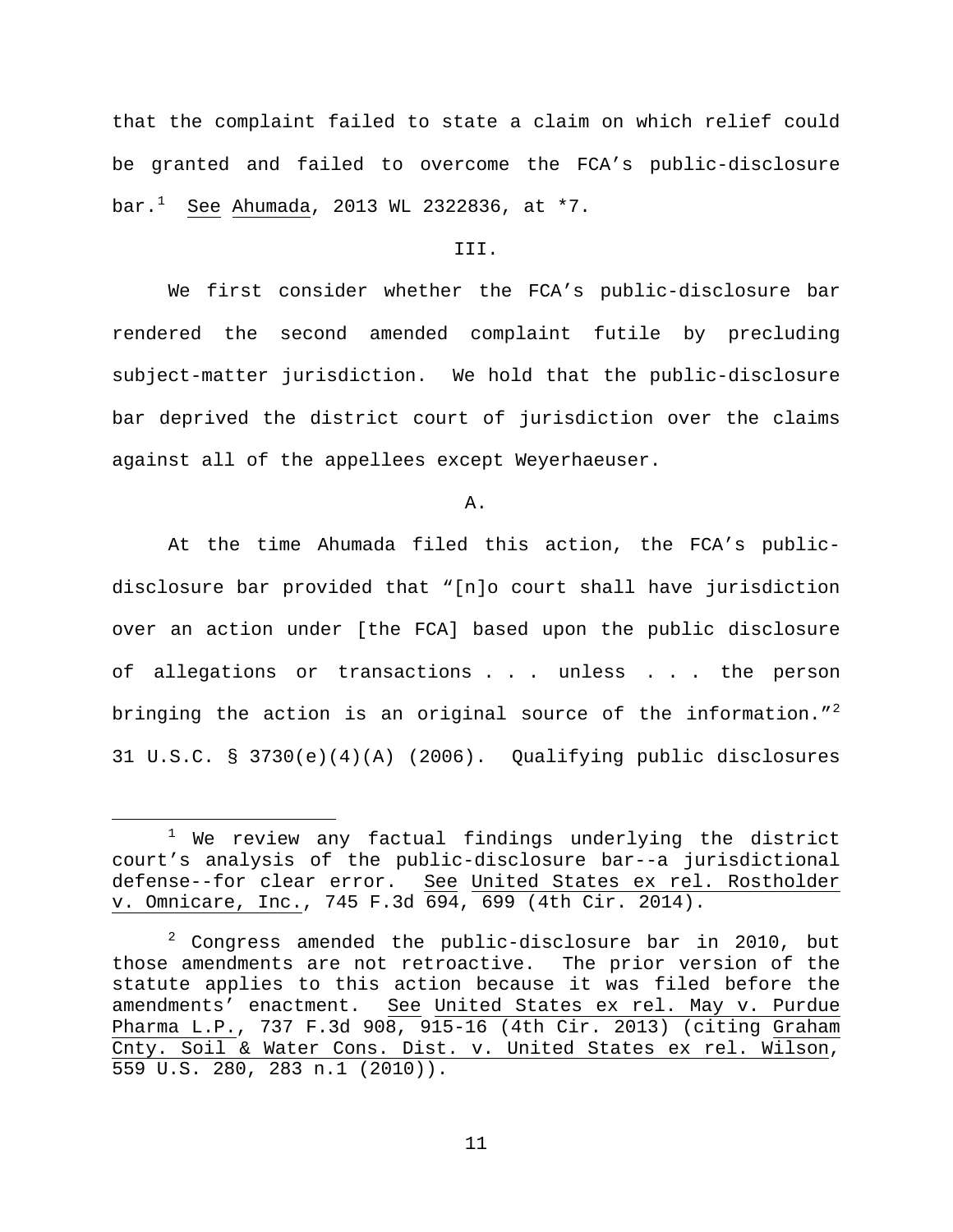that the complaint failed to state a claim on which relief could be granted and failed to overcome the FCA's public-disclosure bar.[1] See Ahumada, 2013 WL 2322836, at *7.

III.

We first consider whether the FCA's public-disclosure bar rendered the second amended complaint futile by precluding subject-matter jurisdiction. We hold that the public-disclosure bar deprived the district court of jurisdiction over the claims against all of the appellees except Weyerhaeuser.

A.

At the time Ahumada filed this action, the FCA's public-disclosure bar provided that "[n]o court shall have jurisdiction over an action under [the FCA] based upon the public disclosure of allegations or transactions . . . unless . . . the person bringing the action is an original source of the information."[2] 31 U.S.C. § 3730(e)(4)(A) (2006). Qualifying public disclosures

---

[1] We review any factual findings underlying the district court's analysis of the public-disclosure bar--a jurisdictional defense--for clear error. See United States ex rel. Rostholder v. Omnicare, Inc., 745 F.3d 694, 699 (4th Cir. 2014).

[2] Congress amended the public-disclosure bar in 2010, but those amendments are not retroactive. The prior version of the statute applies to this action because it was filed before the amendments' enactment. See United States ex rel. May v. Purdue Pharma L.P., 737 F.3d 908, 915-16 (4th Cir. 2013) (citing Graham Cnty. Soil & Water Cons. Dist. v. United States ex rel. Wilson, 559 U.S. 280, 283 n.1 (2010)).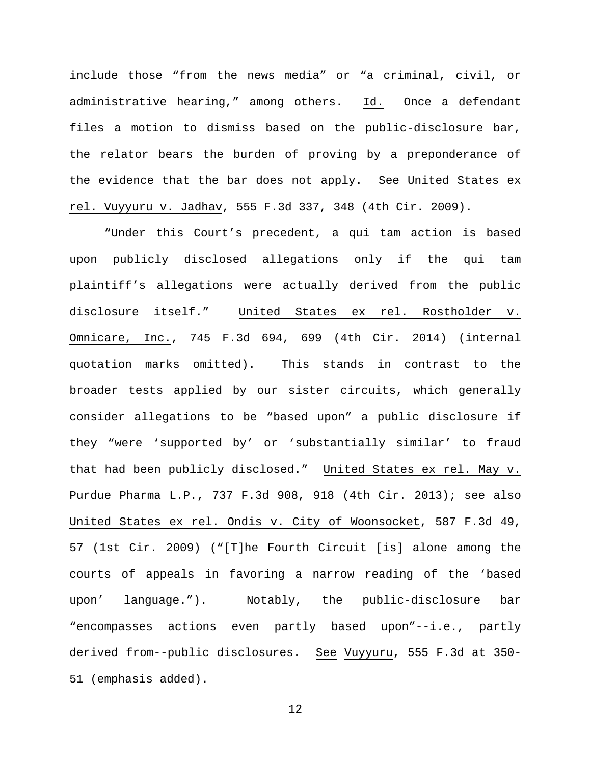include those "from the news media" or "a criminal, civil, or administrative hearing," among others. Id. Once a defendant files a motion to dismiss based on the public-disclosure bar, the relator bears the burden of proving by a preponderance of the evidence that the bar does not apply. See United States ex rel. Vuyyuru v. Jadhav, 555 F.3d 337, 348 (4th Cir. 2009).

"Under this Court's precedent, a qui tam action is based upon publicly disclosed allegations only if the qui tam plaintiff's allegations were actually derived from the public disclosure itself." United States ex rel. Rostholder v. Omnicare, Inc., 745 F.3d 694, 699 (4th Cir. 2014) (internal quotation marks omitted). This stands in contrast to the broader tests applied by our sister circuits, which generally consider allegations to be "based upon" a public disclosure if they "were 'supported by' or 'substantially similar' to fraud that had been publicly disclosed." United States ex rel. May v. Purdue Pharma L.P., 737 F.3d 908, 918 (4th Cir. 2013); see also United States ex rel. Ondis v. City of Woonsocket, 587 F.3d 49, 57 (1st Cir. 2009) ("[T]he Fourth Circuit [is] alone among the courts of appeals in favoring a narrow reading of the 'based upon' language."). Notably, the public-disclosure bar "encompasses actions even partly based upon"--i.e., partly derived from--public disclosures. See Vuyyuru, 555 F.3d at 350-51 (emphasis added).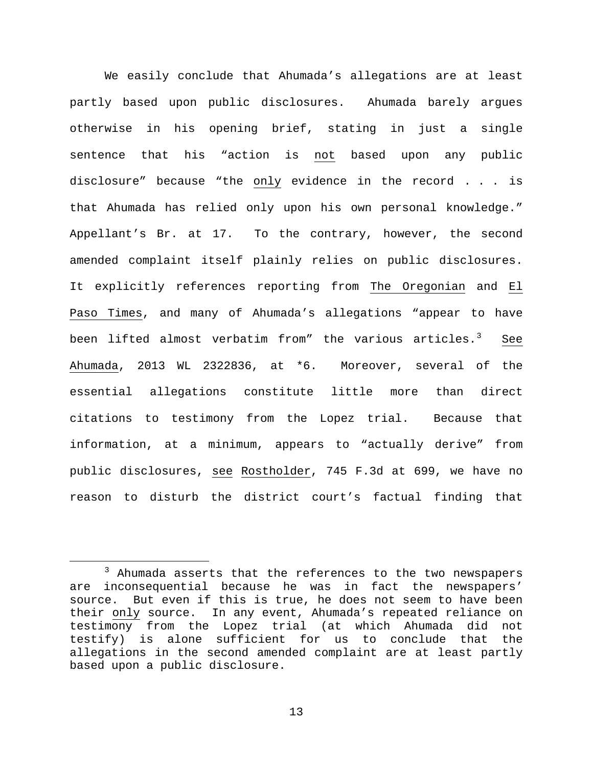We easily conclude that Ahumada's allegations are at least partly based upon public disclosures. Ahumada barely argues otherwise in his opening brief, stating in just a single sentence that his "action is not based upon any public disclosure" because "the only evidence in the record . . . is that Ahumada has relied only upon his own personal knowledge." Appellant's Br. at 17. To the contrary, however, the second amended complaint itself plainly relies on public disclosures. It explicitly references reporting from The Oregonian and El Paso Times, and many of Ahumada's allegations "appear to have been lifted almost verbatim from" the various articles.[3] See Ahumada, 2013 WL 2322836, at *6. Moreover, several of the essential allegations constitute little more than direct citations to testimony from the Lopez trial. Because that information, at a minimum, appears to "actually derive" from public disclosures, see Rostholder, 745 F.3d at 699, we have no reason to disturb the district court's factual finding that

---

[3] Ahumada asserts that the references to the two newspapers are inconsequential because he was in fact the newspapers' source. But even if this is true, he does not seem to have been their only source. In any event, Ahumada's repeated reliance on testimony from the Lopez trial (at which Ahumada did not testify) is alone sufficient for us to conclude that the allegations in the second amended complaint are at least partly based upon a public disclosure.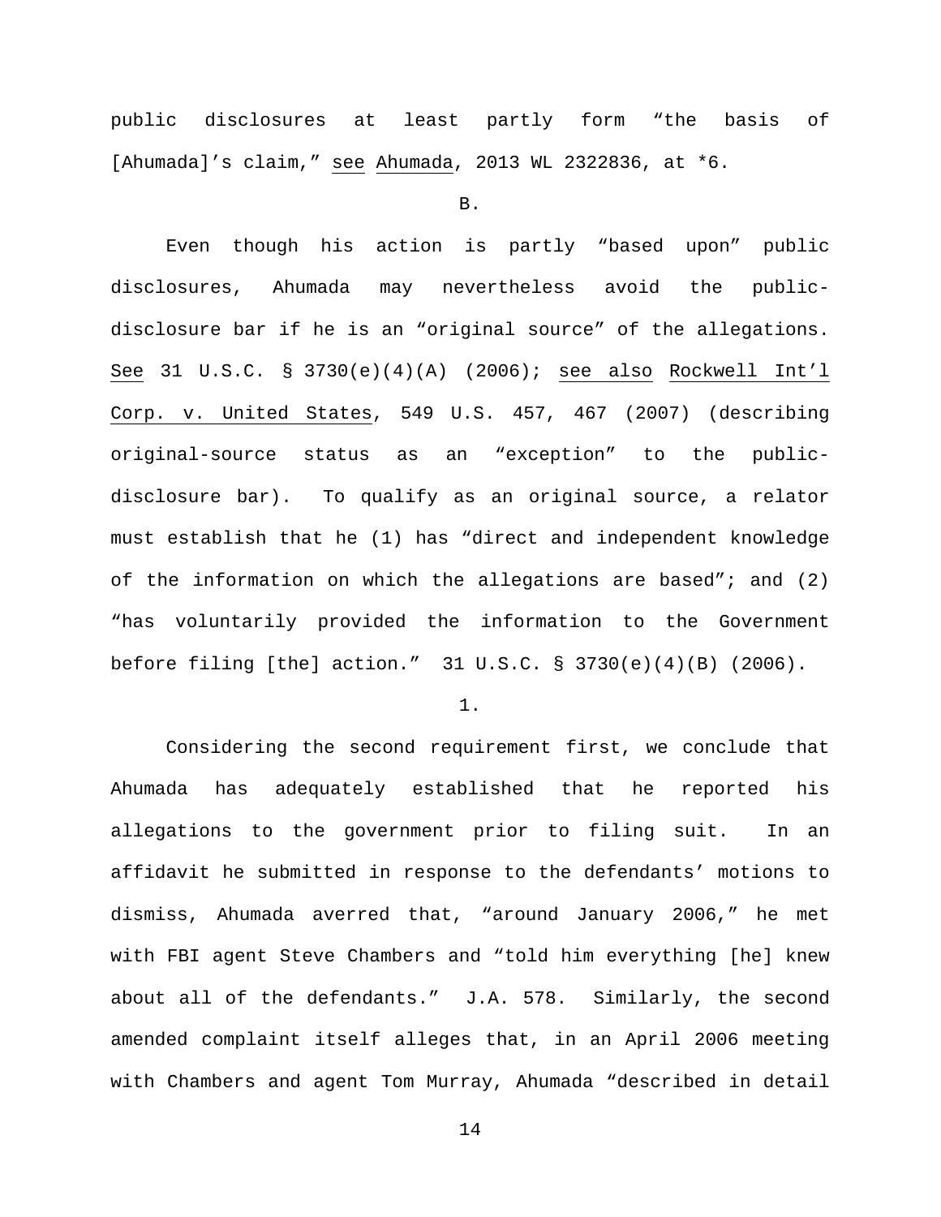public disclosures at least partly form "the basis of [Ahumada]'s claim," see Ahumada, 2013 WL 2322836, at *6.

B.

Even though his action is partly "based upon" public disclosures, Ahumada may nevertheless avoid the public-disclosure bar if he is an "original source" of the allegations. See 31 U.S.C. § 3730(e)(4)(A) (2006); see also Rockwell Int'l Corp. v. United States, 549 U.S. 457, 467 (2007) (describing original-source status as an "exception" to the public-disclosure bar). To qualify as an original source, a relator must establish that he (1) has "direct and independent knowledge of the information on which the allegations are based"; and (2) "has voluntarily provided the information to the Government before filing [the] action." 31 U.S.C. § 3730(e)(4)(B) (2006).

1.

Considering the second requirement first, we conclude that Ahumada has adequately established that he reported his allegations to the government prior to filing suit. In an affidavit he submitted in response to the defendants' motions to dismiss, Ahumada averred that, "around January 2006," he met with FBI agent Steve Chambers and "told him everything [he] knew about all of the defendants." J.A. 578. Similarly, the second amended complaint itself alleges that, in an April 2006 meeting with Chambers and agent Tom Murray, Ahumada "described in detail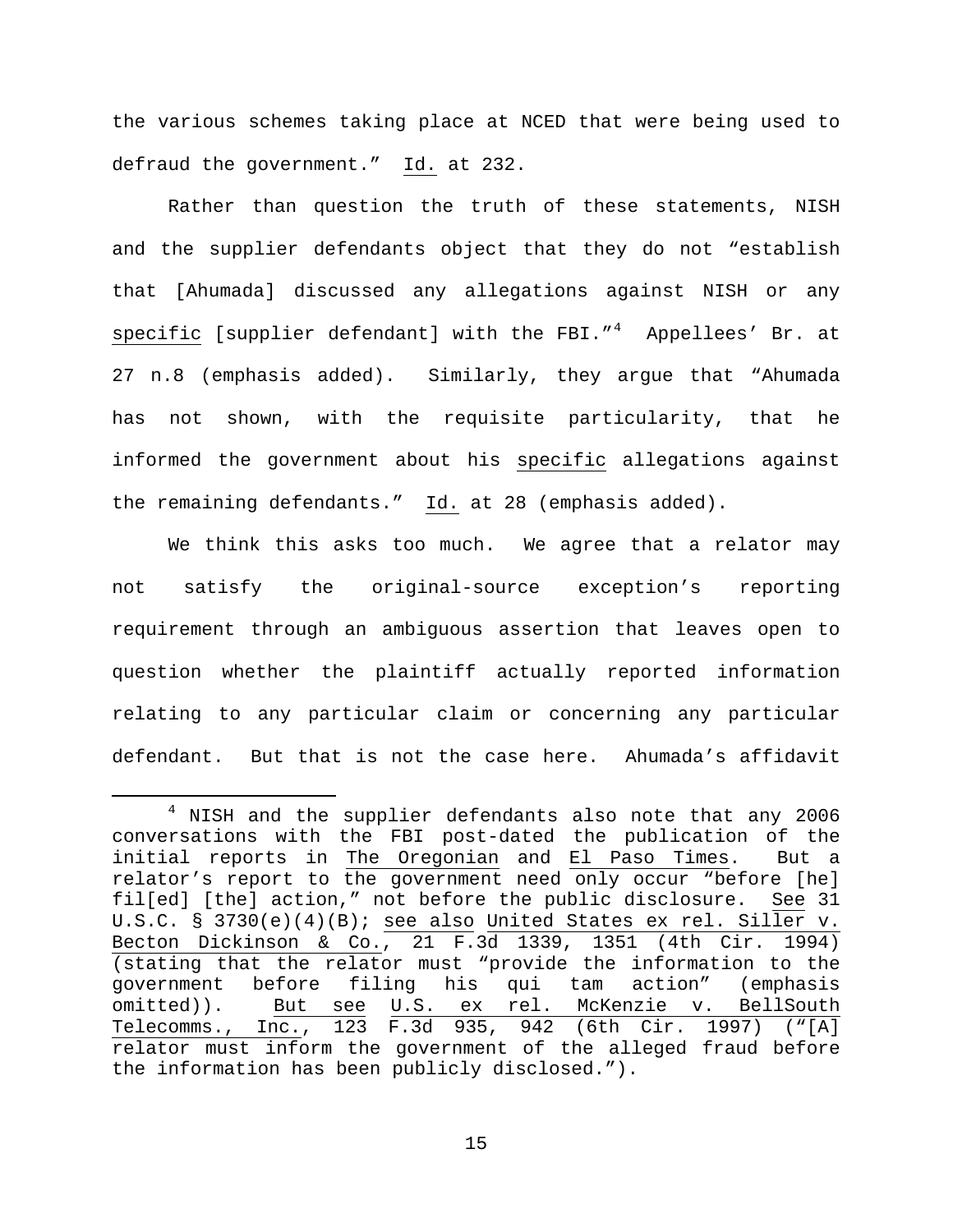the various schemes taking place at NCED that were being used to defraud the government." Id. at 232.

Rather than question the truth of these statements, NISH and the supplier defendants object that they do not "establish that [Ahumada] discussed any allegations against NISH or any *specific* [supplier defendant] with the FBI."[4] Appellees' Br. at 27 n.8 (emphasis added). Similarly, they argue that "Ahumada has not shown, with the requisite particularity, that he informed the government about his *specific* allegations against the remaining defendants." Id. at 28 (emphasis added).

We think this asks too much. We agree that a relator may not satisfy the original-source exception's reporting requirement through an ambiguous assertion that leaves open to question whether the plaintiff actually reported information relating to any particular claim or concerning any particular defendant. But that is not the case here. Ahumada's affidavit

---

[4] NISH and the supplier defendants also note that any 2006 conversations with the FBI post-dated the publication of the initial reports in *The Oregonian* and *El Paso Times*. But a relator's report to the government need only occur "before [he] fil[ed] [the] action," not before the public disclosure. See 31 U.S.C. § 3730(e)(4)(B); see also United States ex rel. Siller v. Becton Dickinson & Co., 21 F.3d 1339, 1351 (4th Cir. 1994) (stating that the relator must "provide the information to the government before filing his qui tam action" (emphasis omitted)). But see U.S. ex rel. McKenzie v. BellSouth Telecomms., Inc., 123 F.3d 935, 942 (6th Cir. 1997) ("[A] relator must inform the government of the alleged fraud before the information has been publicly disclosed.").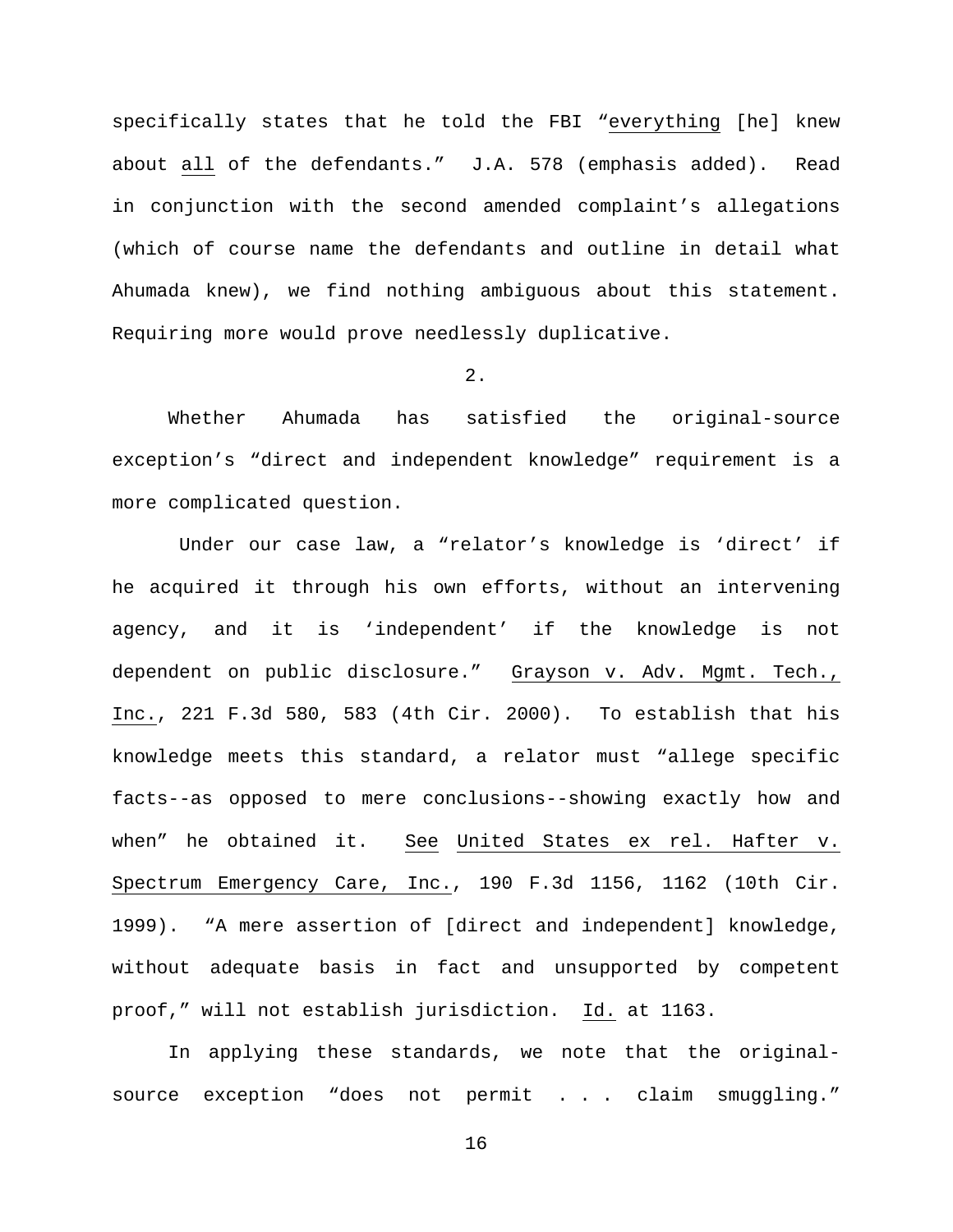specifically states that he told the FBI "<u>everything</u> [he] knew about <u>all</u> of the defendants." J.A. 578 (emphasis added). Read in conjunction with the second amended complaint's allegations (which of course name the defendants and outline in detail what Ahumada knew), we find nothing ambiguous about this statement. Requiring more would prove needlessly duplicative.

2.

Whether Ahumada has satisfied the original-source exception's "direct and independent knowledge" requirement is a more complicated question.

Under our case law, a "relator's knowledge is 'direct' if he acquired it through his own efforts, without an intervening agency, and it is 'independent' if the knowledge is not dependent on public disclosure." <u>Grayson v. Adv. Mgmt. Tech., Inc.</u>, 221 F.3d 580, 583 (4th Cir. 2000). To establish that his knowledge meets this standard, a relator must "allege specific facts--as opposed to mere conclusions--showing exactly how and when" he obtained it. <u>See</u> <u>United States ex rel. Hafter v. Spectrum Emergency Care, Inc.</u>, 190 F.3d 1156, 1162 (10th Cir. 1999). "A mere assertion of [direct and independent] knowledge, without adequate basis in fact and unsupported by competent proof," will not establish jurisdiction. <u>Id.</u> at 1163.

In applying these standards, we note that the original-source exception "does not permit . . . claim smuggling."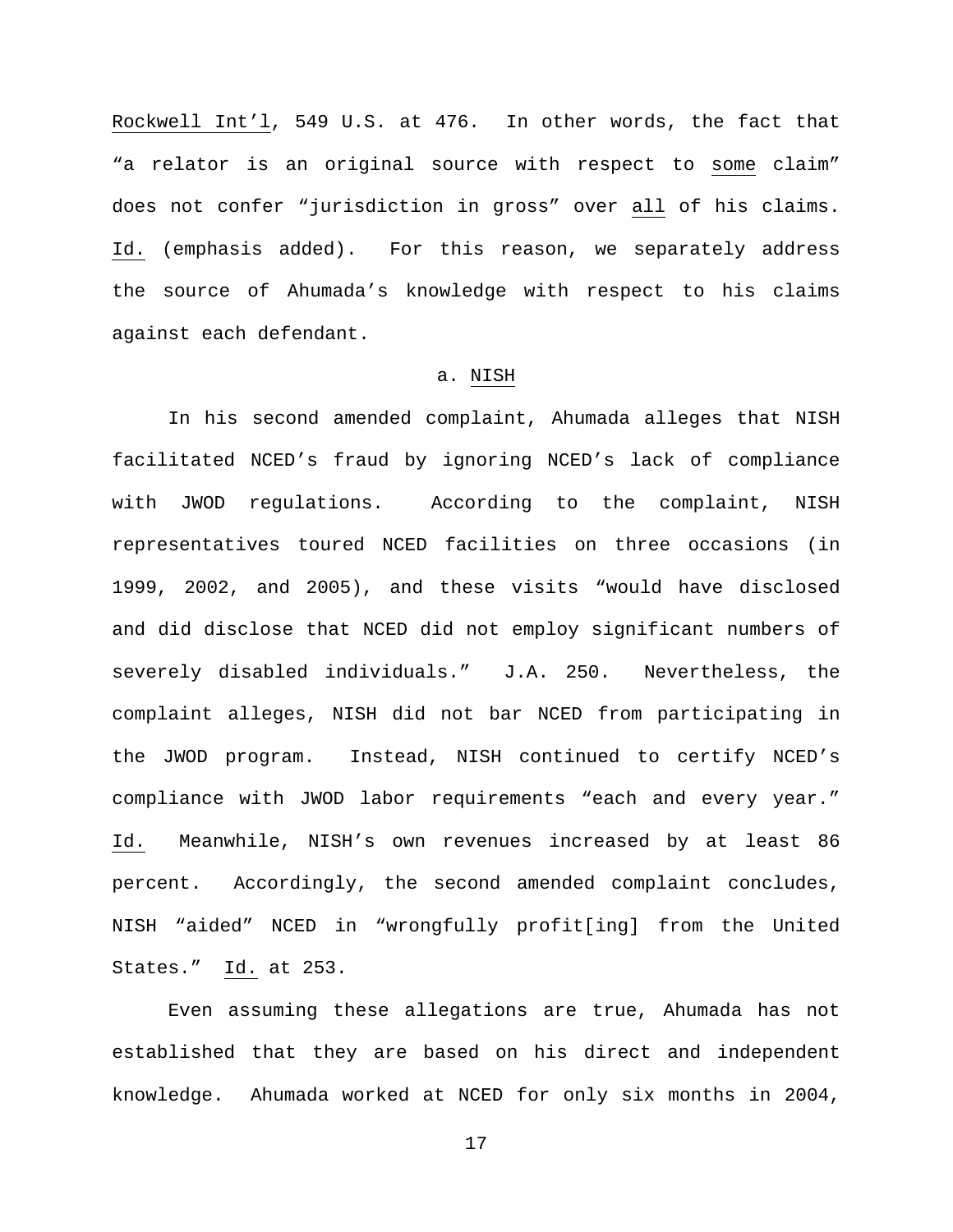Rockwell Int'l, 549 U.S. at 476. In other words, the fact that "a relator is an original source with respect to some claim" does not confer "jurisdiction in gross" over all of his claims. Id. (emphasis added). For this reason, we separately address the source of Ahumada's knowledge with respect to his claims against each defendant.

### a. NISH

In his second amended complaint, Ahumada alleges that NISH facilitated NCED's fraud by ignoring NCED's lack of compliance with JWOD regulations. According to the complaint, NISH representatives toured NCED facilities on three occasions (in 1999, 2002, and 2005), and these visits "would have disclosed and did disclose that NCED did not employ significant numbers of severely disabled individuals." J.A. 250. Nevertheless, the complaint alleges, NISH did not bar NCED from participating in the JWOD program. Instead, NISH continued to certify NCED's compliance with JWOD labor requirements "each and every year." Id. Meanwhile, NISH's own revenues increased by at least 86 percent. Accordingly, the second amended complaint concludes, NISH "aided" NCED in "wrongfully profit[ing] from the United States." Id. at 253.

Even assuming these allegations are true, Ahumada has not established that they are based on his direct and independent knowledge. Ahumada worked at NCED for only six months in 2004,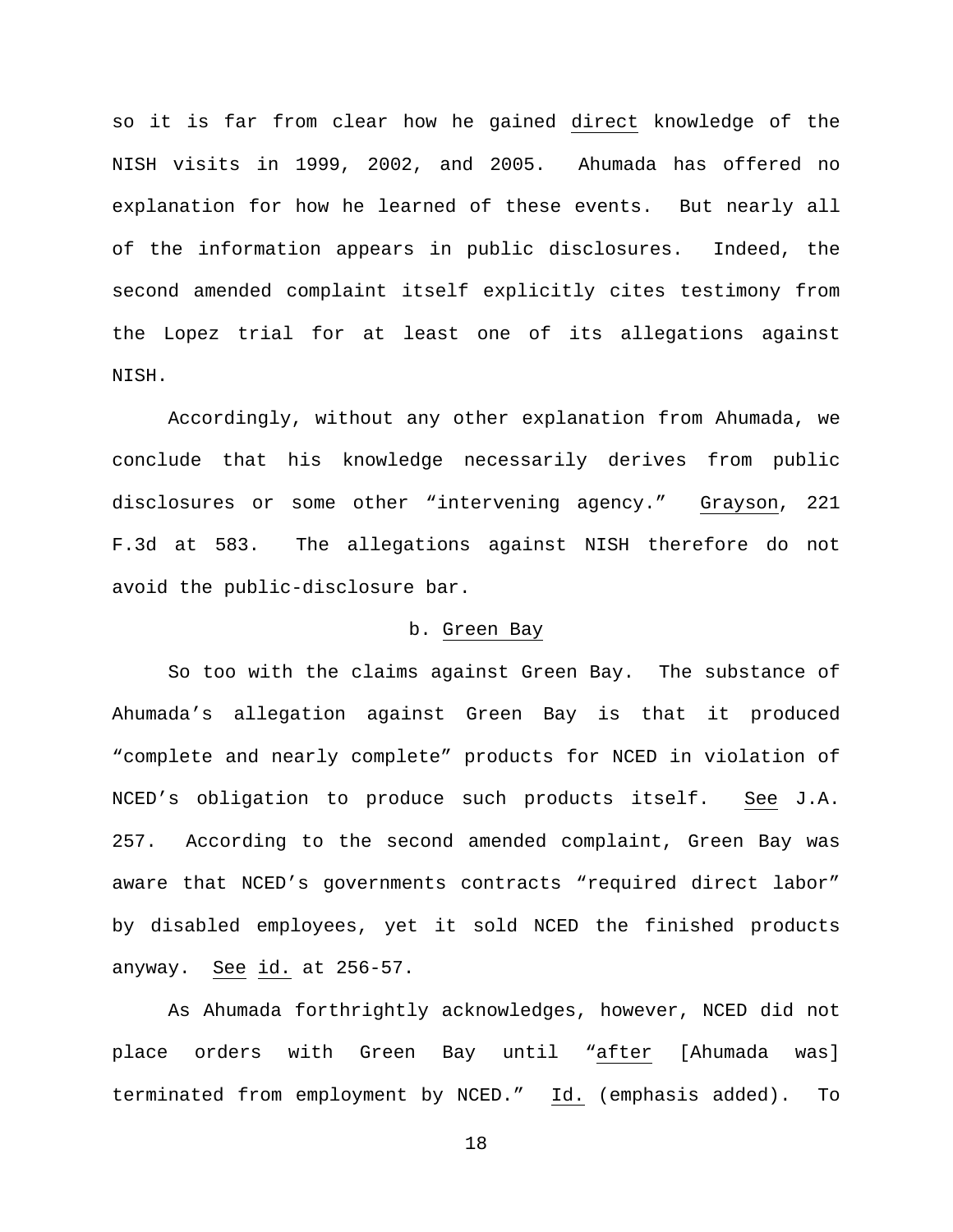so it is far from clear how he gained direct knowledge of the NISH visits in 1999, 2002, and 2005. Ahumada has offered no explanation for how he learned of these events. But nearly all of the information appears in public disclosures. Indeed, the second amended complaint itself explicitly cites testimony from the Lopez trial for at least one of its allegations against NISH.

Accordingly, without any other explanation from Ahumada, we conclude that his knowledge necessarily derives from public disclosures or some other "intervening agency." Grayson, 221 F.3d at 583. The allegations against NISH therefore do not avoid the public-disclosure bar.

b. Green Bay

So too with the claims against Green Bay. The substance of Ahumada's allegation against Green Bay is that it produced "complete and nearly complete" products for NCED in violation of NCED's obligation to produce such products itself. See J.A. 257. According to the second amended complaint, Green Bay was aware that NCED's governments contracts "required direct labor" by disabled employees, yet it sold NCED the finished products anyway. See id. at 256-57.

As Ahumada forthrightly acknowledges, however, NCED did not place orders with Green Bay until "after [Ahumada was] terminated from employment by NCED." Id. (emphasis added). To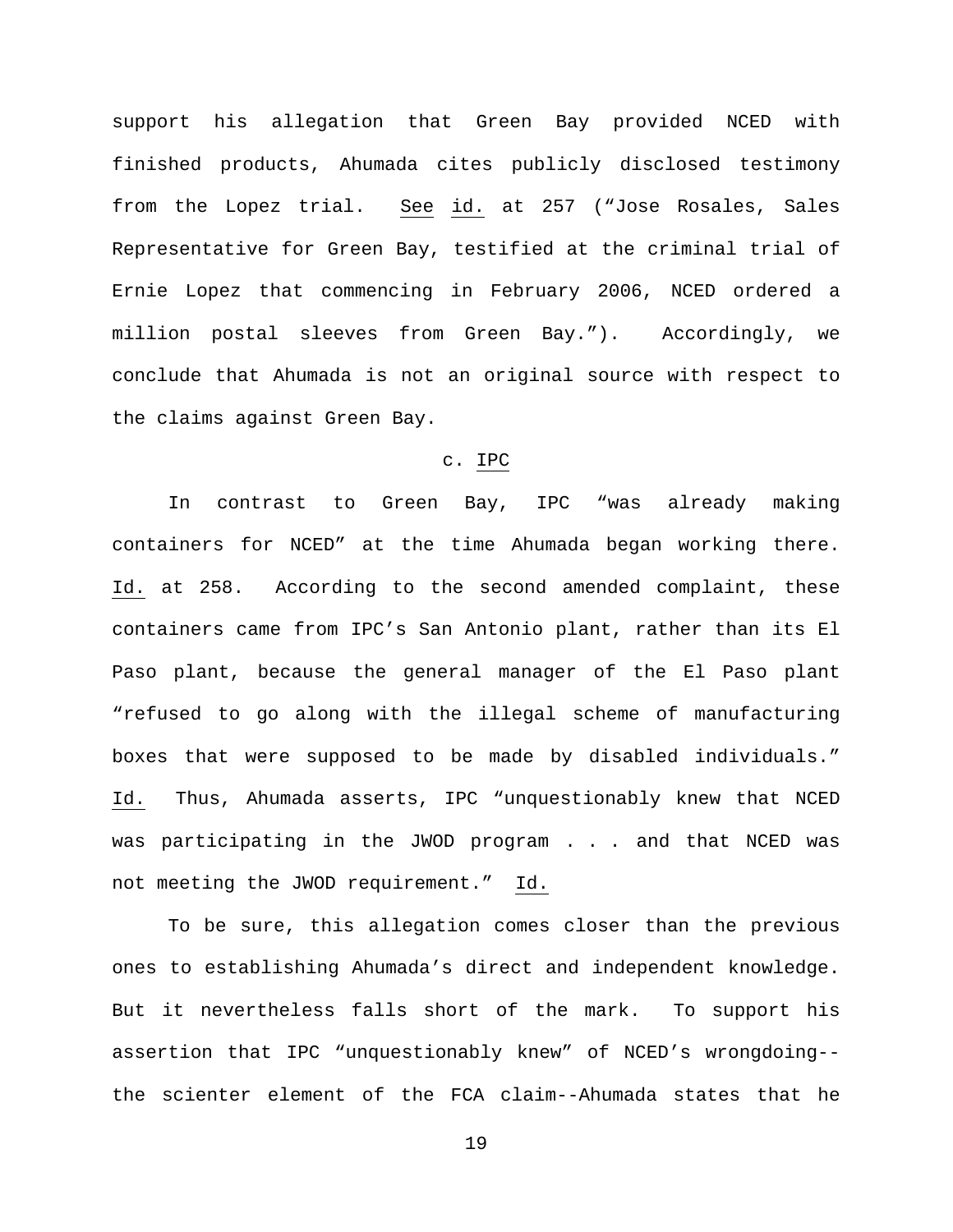support his allegation that Green Bay provided NCED with finished products, Ahumada cites publicly disclosed testimony from the Lopez trial. See id. at 257 ("Jose Rosales, Sales Representative for Green Bay, testified at the criminal trial of Ernie Lopez that commencing in February 2006, NCED ordered a million postal sleeves from Green Bay."). Accordingly, we conclude that Ahumada is not an original source with respect to the claims against Green Bay.

c. IPC

In contrast to Green Bay, IPC "was already making containers for NCED" at the time Ahumada began working there. Id. at 258. According to the second amended complaint, these containers came from IPC's San Antonio plant, rather than its El Paso plant, because the general manager of the El Paso plant "refused to go along with the illegal scheme of manufacturing boxes that were supposed to be made by disabled individuals." Id. Thus, Ahumada asserts, IPC "unquestionably knew that NCED was participating in the JWOD program . . . and that NCED was not meeting the JWOD requirement." Id.

To be sure, this allegation comes closer than the previous ones to establishing Ahumada's direct and independent knowledge. But it nevertheless falls short of the mark. To support his assertion that IPC "unquestionably knew" of NCED's wrongdoing--the scienter element of the FCA claim--Ahumada states that he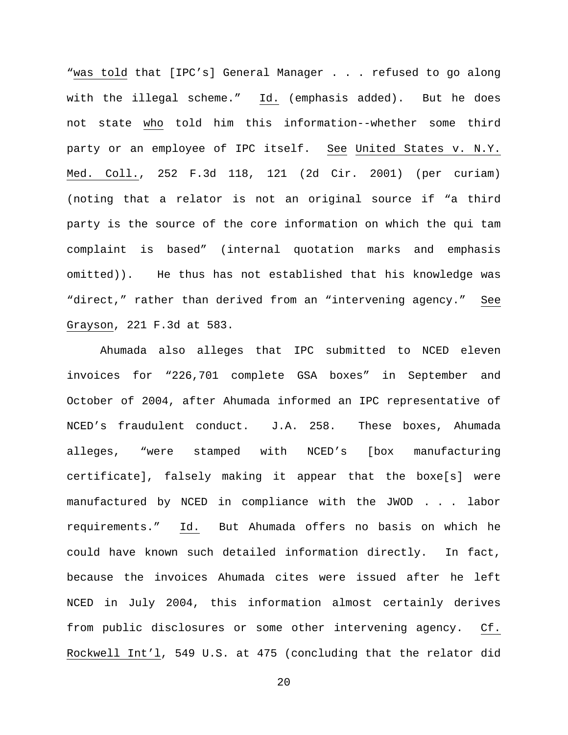"was told that [IPC's] General Manager . . . refused to go along with the illegal scheme." Id. (emphasis added). But he does not state who told him this information--whether some third party or an employee of IPC itself. See United States v. N.Y. Med. Coll., 252 F.3d 118, 121 (2d Cir. 2001) (per curiam) (noting that a relator is not an original source if "a third party is the source of the core information on which the qui tam complaint is based" (internal quotation marks and emphasis omitted)). He thus has not established that his knowledge was "direct," rather than derived from an "intervening agency." See Grayson, 221 F.3d at 583.

Ahumada also alleges that IPC submitted to NCED eleven invoices for "226,701 complete GSA boxes" in September and October of 2004, after Ahumada informed an IPC representative of NCED's fraudulent conduct. J.A. 258. These boxes, Ahumada alleges, "were stamped with NCED's [box manufacturing certificate], falsely making it appear that the boxe[s] were manufactured by NCED in compliance with the JWOD . . . labor requirements." Id. But Ahumada offers no basis on which he could have known such detailed information directly. In fact, because the invoices Ahumada cites were issued after he left NCED in July 2004, this information almost certainly derives from public disclosures or some other intervening agency. Cf. Rockwell Int'l, 549 U.S. at 475 (concluding that the relator did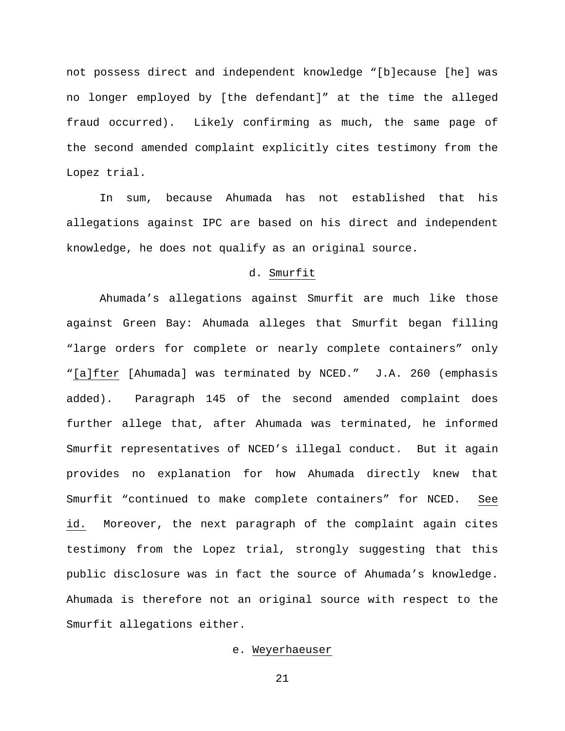not possess direct and independent knowledge "[b]ecause [he] was no longer employed by [the defendant]" at the time the alleged fraud occurred). Likely confirming as much, the same page of the second amended complaint explicitly cites testimony from the Lopez trial.

In sum, because Ahumada has not established that his allegations against IPC are based on his direct and independent knowledge, he does not qualify as an original source.

d. Smurfit

Ahumada's allegations against Smurfit are much like those against Green Bay: Ahumada alleges that Smurfit began filling "large orders for complete or nearly complete containers" only "[a]fter [Ahumada] was terminated by NCED." J.A. 260 (emphasis added). Paragraph 145 of the second amended complaint does further allege that, after Ahumada was terminated, he informed Smurfit representatives of NCED's illegal conduct. But it again provides no explanation for how Ahumada directly knew that Smurfit "continued to make complete containers" for NCED. See id. Moreover, the next paragraph of the complaint again cites testimony from the Lopez trial, strongly suggesting that this public disclosure was in fact the source of Ahumada's knowledge. Ahumada is therefore not an original source with respect to the Smurfit allegations either.

e. Weyerhaeuser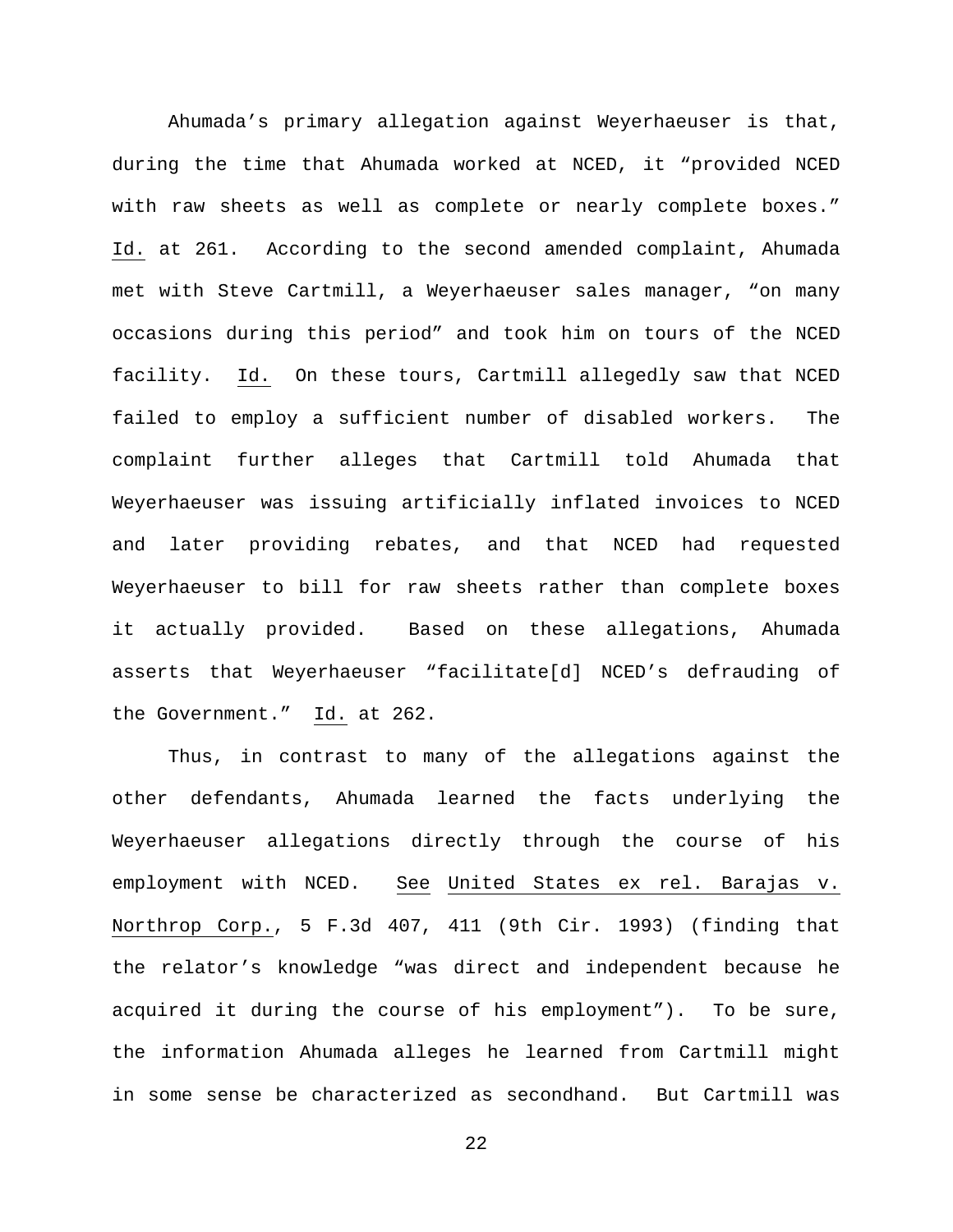Ahumada's primary allegation against Weyerhaeuser is that, during the time that Ahumada worked at NCED, it "provided NCED with raw sheets as well as complete or nearly complete boxes." Id. at 261. According to the second amended complaint, Ahumada met with Steve Cartmill, a Weyerhaeuser sales manager, "on many occasions during this period" and took him on tours of the NCED facility. Id. On these tours, Cartmill allegedly saw that NCED failed to employ a sufficient number of disabled workers. The complaint further alleges that Cartmill told Ahumada that Weyerhaeuser was issuing artificially inflated invoices to NCED and later providing rebates, and that NCED had requested Weyerhaeuser to bill for raw sheets rather than complete boxes it actually provided. Based on these allegations, Ahumada asserts that Weyerhaeuser "facilitate[d] NCED's defrauding of the Government." Id. at 262.

Thus, in contrast to many of the allegations against the other defendants, Ahumada learned the facts underlying the Weyerhaeuser allegations directly through the course of his employment with NCED. See United States ex rel. Barajas v. Northrop Corp., 5 F.3d 407, 411 (9th Cir. 1993) (finding that the relator's knowledge "was direct and independent because he acquired it during the course of his employment"). To be sure, the information Ahumada alleges he learned from Cartmill might in some sense be characterized as secondhand. But Cartmill was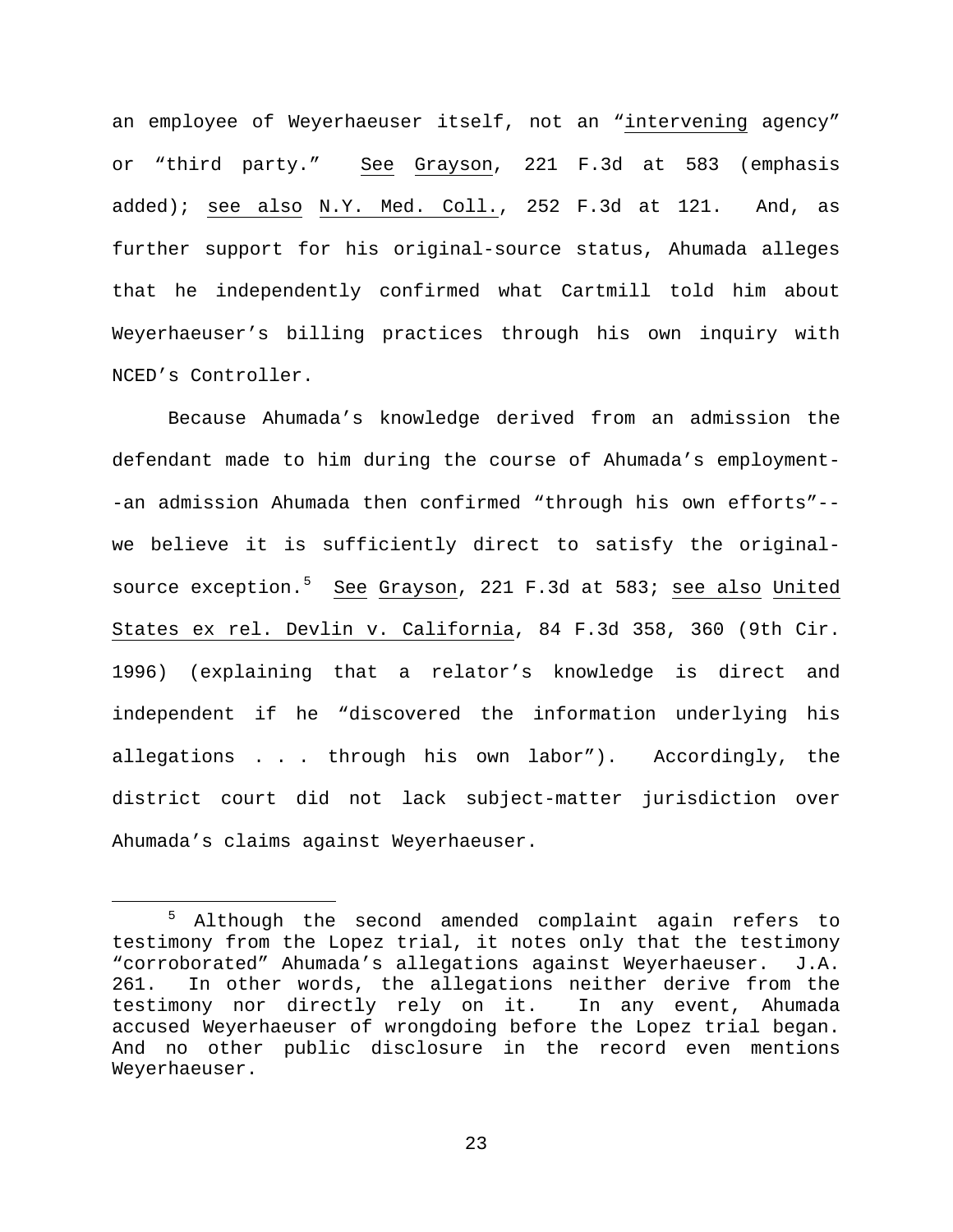an employee of Weyerhaeuser itself, not an "intervening agency" or "third party." See Grayson, 221 F.3d at 583 (emphasis added); see also N.Y. Med. Coll., 252 F.3d at 121. And, as further support for his original-source status, Ahumada alleges that he independently confirmed what Cartmill told him about Weyerhaeuser's billing practices through his own inquiry with NCED's Controller.

Because Ahumada's knowledge derived from an admission the defendant made to him during the course of Ahumada's employment--an admission Ahumada then confirmed "through his own efforts"--we believe it is sufficiently direct to satisfy the original-source exception.[5] See Grayson, 221 F.3d at 583; see also United States ex rel. Devlin v. California, 84 F.3d 358, 360 (9th Cir. 1996) (explaining that a relator's knowledge is direct and independent if he "discovered the information underlying his allegations . . . through his own labor"). Accordingly, the district court did not lack subject-matter jurisdiction over Ahumada's claims against Weyerhaeuser.

[5] Although the second amended complaint again refers to testimony from the Lopez trial, it notes only that the testimony "corroborated" Ahumada's allegations against Weyerhaeuser. J.A. 261. In other words, the allegations neither derive from the testimony nor directly rely on it. In any event, Ahumada accused Weyerhaeuser of wrongdoing before the Lopez trial began. And no other public disclosure in the record even mentions Weyerhaeuser.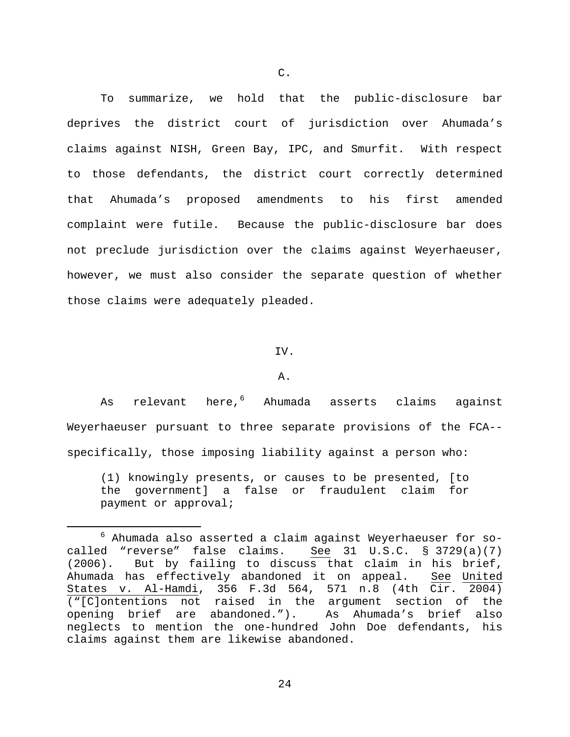C.

To summarize, we hold that the public-disclosure bar deprives the district court of jurisdiction over Ahumada's claims against NISH, Green Bay, IPC, and Smurfit. With respect to those defendants, the district court correctly determined that Ahumada's proposed amendments to his first amended complaint were futile. Because the public-disclosure bar does not preclude jurisdiction over the claims against Weyerhaeuser, however, we must also consider the separate question of whether those claims were adequately pleaded.

IV.

A.

As relevant here,[6] Ahumada asserts claims against Weyerhaeuser pursuant to three separate provisions of the FCA--specifically, those imposing liability against a person who:

> (1) knowingly presents, or causes to be presented, [to the government] a false or fraudulent claim for payment or approval;

---

[6] Ahumada also asserted a claim against Weyerhaeuser for so-called "reverse" false claims. See 31 U.S.C. § 3729(a)(7) (2006). But by failing to discuss that claim in his brief, Ahumada has effectively abandoned it on appeal. See United States v. Al-Hamdi, 356 F.3d 564, 571 n.8 (4th Cir. 2004) ("[C]ontentions not raised in the argument section of the opening brief are abandoned."). As Ahumada's brief also neglects to mention the one-hundred John Doe defendants, his claims against them are likewise abandoned.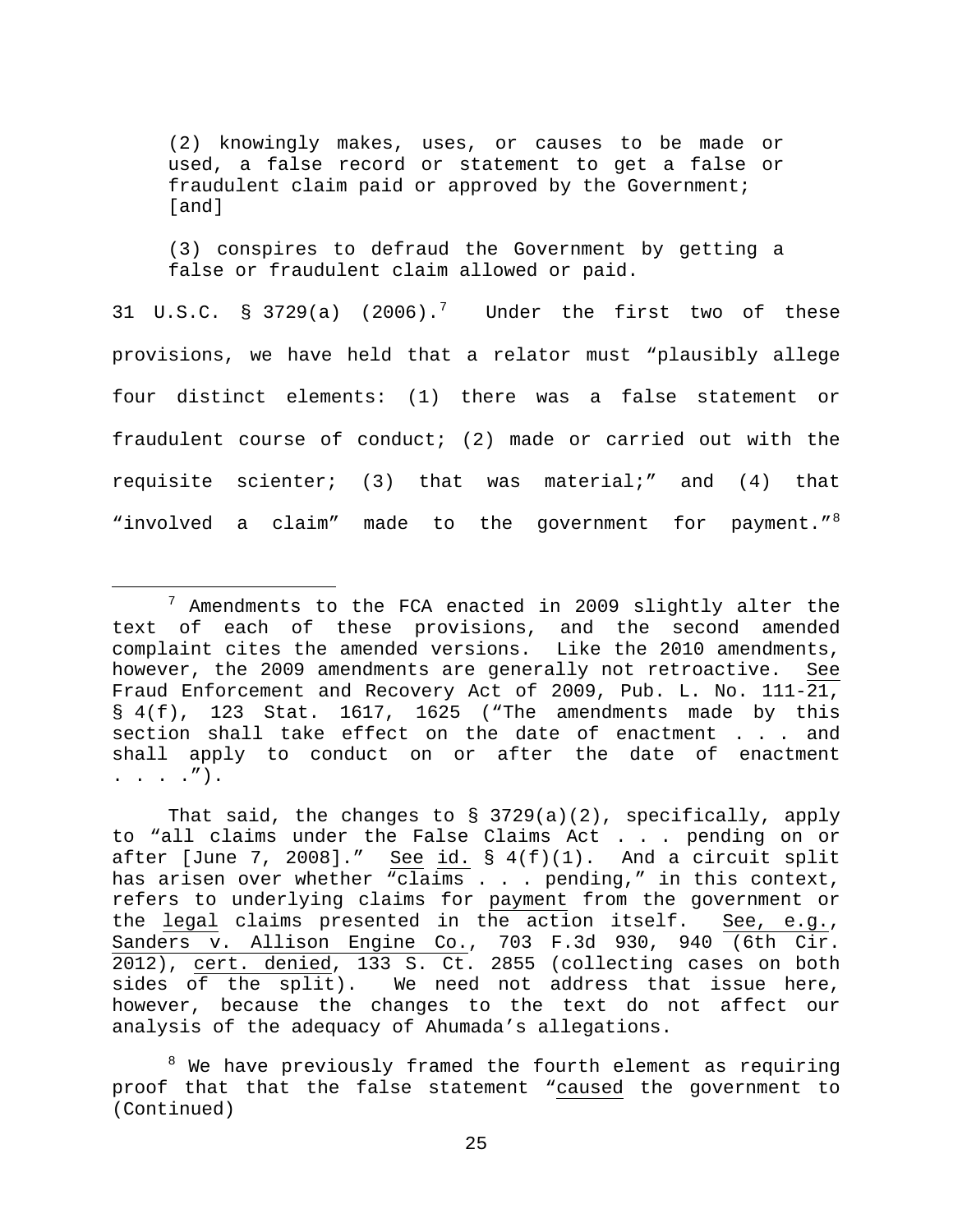> (2) knowingly makes, uses, or causes to be made or used, a false record or statement to get a false or fraudulent claim paid or approved by the Government; [and]
>
> (3) conspires to defraud the Government by getting a false or fraudulent claim allowed or paid.

31 U.S.C. § 3729(a) (2006).[7] Under the first two of these provisions, we have held that a relator must "plausibly allege four distinct elements: (1) there was a false statement or fraudulent course of conduct; (2) made or carried out with the requisite scienter; (3) that was material;" and (4) that "involved a claim" made to the government for payment."[8]

---

[7] Amendments to the FCA enacted in 2009 slightly alter the text of each of these provisions, and the second amended complaint cites the amended versions. Like the 2010 amendments, however, the 2009 amendments are generally not retroactive. See Fraud Enforcement and Recovery Act of 2009, Pub. L. No. 111-21, § 4(f), 123 Stat. 1617, 1625 ("The amendments made by this section shall take effect on the date of enactment . . . and shall apply to conduct on or after the date of enactment . . . .").

That said, the changes to § 3729(a)(2), specifically, apply to "all claims under the False Claims Act . . . pending on or after [June 7, 2008]." See id. § 4(f)(1). And a circuit split has arisen over whether "claims . . . pending," in this context, refers to underlying claims for payment from the government or the legal claims presented in the action itself. See, e.g., Sanders v. Allison Engine Co., 703 F.3d 930, 940 (6th Cir. 2012), cert. denied, 133 S. Ct. 2855 (collecting cases on both sides of the split). We need not address that issue here, however, because the changes to the text do not affect our analysis of the adequacy of Ahumada's allegations.

[8] We have previously framed the fourth element as requiring proof that that the false statement "caused the government to (Continued)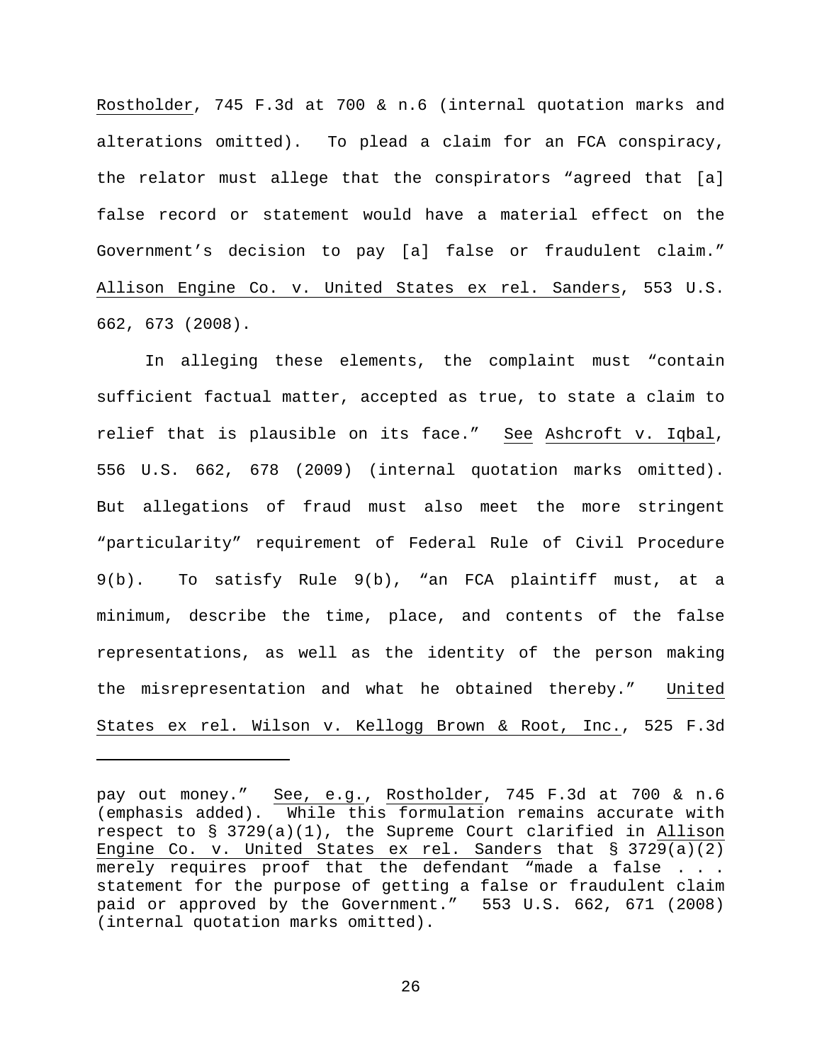Rostholder, 745 F.3d at 700 & n.6 (internal quotation marks and alterations omitted). To plead a claim for an FCA conspiracy, the relator must allege that the conspirators "agreed that [a] false record or statement would have a material effect on the Government's decision to pay [a] false or fraudulent claim." Allison Engine Co. v. United States ex rel. Sanders, 553 U.S. 662, 673 (2008).

In alleging these elements, the complaint must "contain sufficient factual matter, accepted as true, to state a claim to relief that is plausible on its face." See Ashcroft v. Iqbal, 556 U.S. 662, 678 (2009) (internal quotation marks omitted). But allegations of fraud must also meet the more stringent "particularity" requirement of Federal Rule of Civil Procedure 9(b). To satisfy Rule 9(b), "an FCA plaintiff must, at a minimum, describe the time, place, and contents of the false representations, as well as the identity of the person making the misrepresentation and what he obtained thereby." United States ex rel. Wilson v. Kellogg Brown & Root, Inc., 525 F.3d

---

pay out money." See, e.g., Rostholder, 745 F.3d at 700 & n.6 (emphasis added). While this formulation remains accurate with respect to § 3729(a)(1), the Supreme Court clarified in Allison Engine Co. v. United States ex rel. Sanders that § 3729(a)(2) merely requires proof that the defendant "made a false . . . statement for the purpose of getting a false or fraudulent claim paid or approved by the Government." 553 U.S. 662, 671 (2008) (internal quotation marks omitted).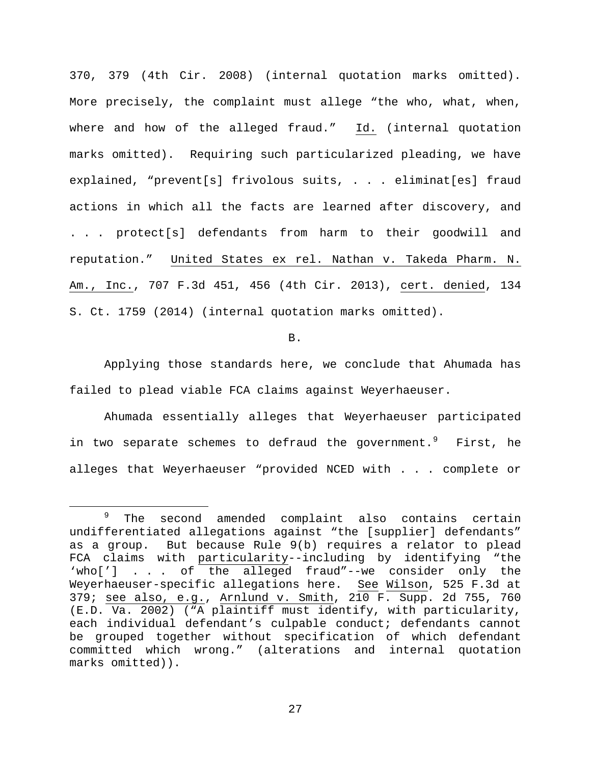370, 379 (4th Cir. 2008) (internal quotation marks omitted). More precisely, the complaint must allege "the who, what, when, where and how of the alleged fraud." Id. (internal quotation marks omitted). Requiring such particularized pleading, we have explained, "prevent[s] frivolous suits, . . . eliminat[es] fraud actions in which all the facts are learned after discovery, and . . . protect[s] defendants from harm to their goodwill and reputation." United States ex rel. Nathan v. Takeda Pharm. N. Am., Inc., 707 F.3d 451, 456 (4th Cir. 2013), cert. denied, 134 S. Ct. 1759 (2014) (internal quotation marks omitted).

## B.

Applying those standards here, we conclude that Ahumada has failed to plead viable FCA claims against Weyerhaeuser.

Ahumada essentially alleges that Weyerhaeuser participated in two separate schemes to defraud the government.[9] First, he alleges that Weyerhaeuser "provided NCED with . . . complete or

---

[9] The second amended complaint also contains certain undifferentiated allegations against "the [supplier] defendants" as a group. But because Rule 9(b) requires a relator to plead FCA claims with particularity--including by identifying "the 'who[']' . . . of the alleged fraud"--we consider only the Weyerhaeuser-specific allegations here. See Wilson, 525 F.3d at 379; see also, e.g., Arnlund v. Smith, 210 F. Supp. 2d 755, 760 (E.D. Va. 2002) ("A plaintiff must identify, with particularity, each individual defendant's culpable conduct; defendants cannot be grouped together without specification of which defendant committed which wrong." (alterations and internal quotation marks omitted)).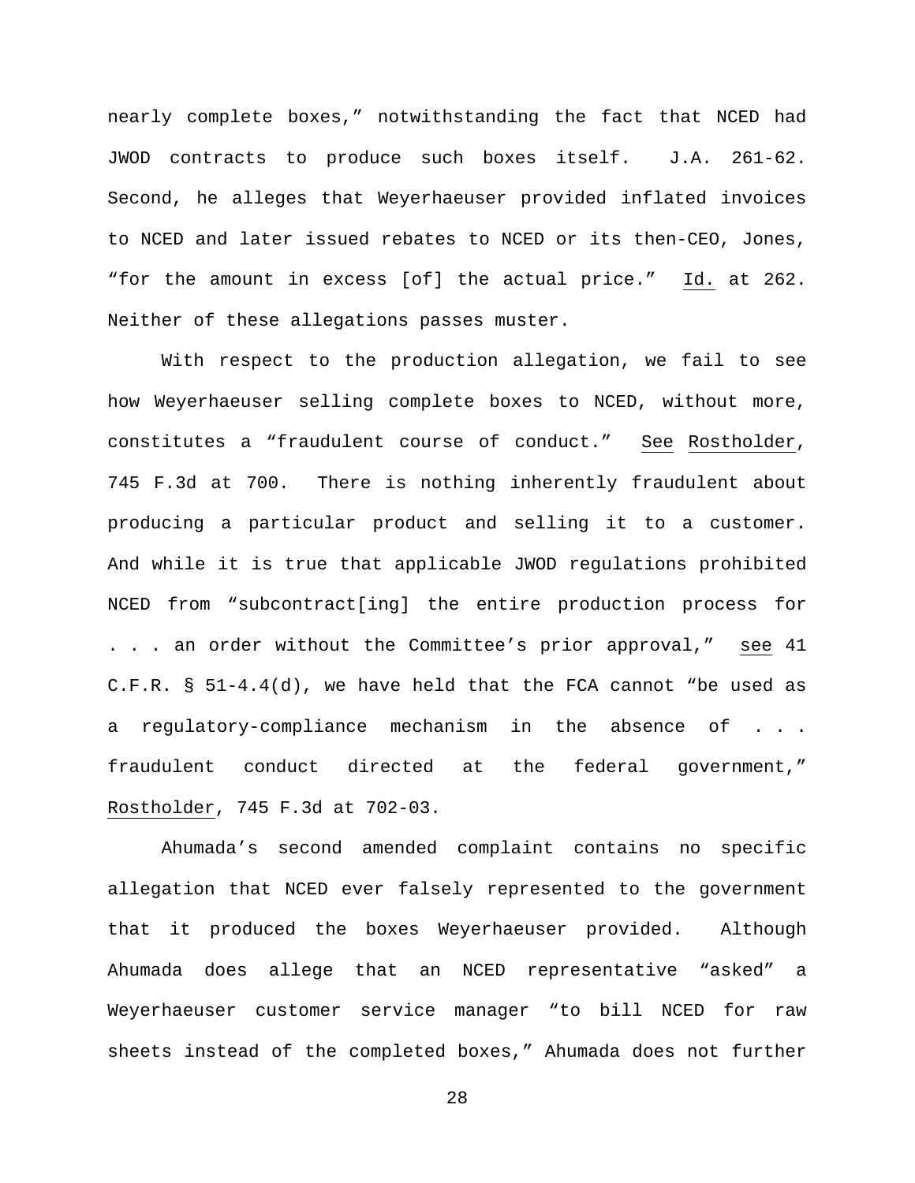nearly complete boxes," notwithstanding the fact that NCED had JWOD contracts to produce such boxes itself. J.A. 261-62. Second, he alleges that Weyerhaeuser provided inflated invoices to NCED and later issued rebates to NCED or its then-CEO, Jones, "for the amount in excess [of] the actual price." Id. at 262. Neither of these allegations passes muster.

With respect to the production allegation, we fail to see how Weyerhaeuser selling complete boxes to NCED, without more, constitutes a "fraudulent course of conduct." See Rostholder, 745 F.3d at 700. There is nothing inherently fraudulent about producing a particular product and selling it to a customer. And while it is true that applicable JWOD regulations prohibited NCED from "subcontract[ing] the entire production process for . . . an order without the Committee's prior approval," see 41 C.F.R. § 51-4.4(d), we have held that the FCA cannot "be used as a regulatory-compliance mechanism in the absence of . . . fraudulent conduct directed at the federal government," Rostholder, 745 F.3d at 702-03.

Ahumada's second amended complaint contains no specific allegation that NCED ever falsely represented to the government that it produced the boxes Weyerhaeuser provided. Although Ahumada does allege that an NCED representative "asked" a Weyerhaeuser customer service manager "to bill NCED for raw sheets instead of the completed boxes," Ahumada does not further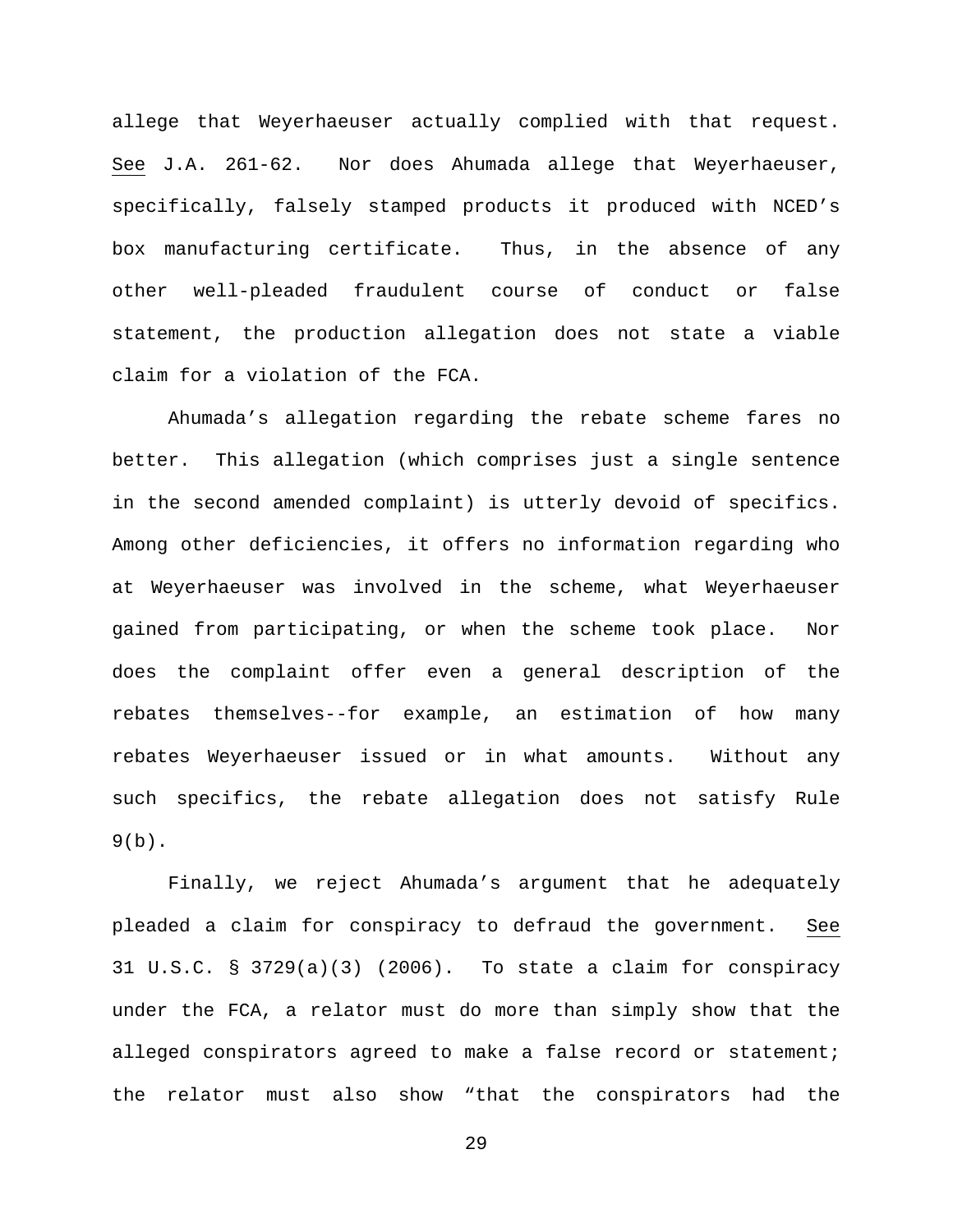allege that Weyerhaeuser actually complied with that request. See J.A. 261-62. Nor does Ahumada allege that Weyerhaeuser, specifically, falsely stamped products it produced with NCED's box manufacturing certificate. Thus, in the absence of any other well-pleaded fraudulent course of conduct or false statement, the production allegation does not state a viable claim for a violation of the FCA.

Ahumada's allegation regarding the rebate scheme fares no better. This allegation (which comprises just a single sentence in the second amended complaint) is utterly devoid of specifics. Among other deficiencies, it offers no information regarding who at Weyerhaeuser was involved in the scheme, what Weyerhaeuser gained from participating, or when the scheme took place. Nor does the complaint offer even a general description of the rebates themselves--for example, an estimation of how many rebates Weyerhaeuser issued or in what amounts. Without any such specifics, the rebate allegation does not satisfy Rule 9(b).

Finally, we reject Ahumada's argument that he adequately pleaded a claim for conspiracy to defraud the government. See 31 U.S.C. § 3729(a)(3) (2006). To state a claim for conspiracy under the FCA, a relator must do more than simply show that the alleged conspirators agreed to make a false record or statement; the relator must also show "that the conspirators had the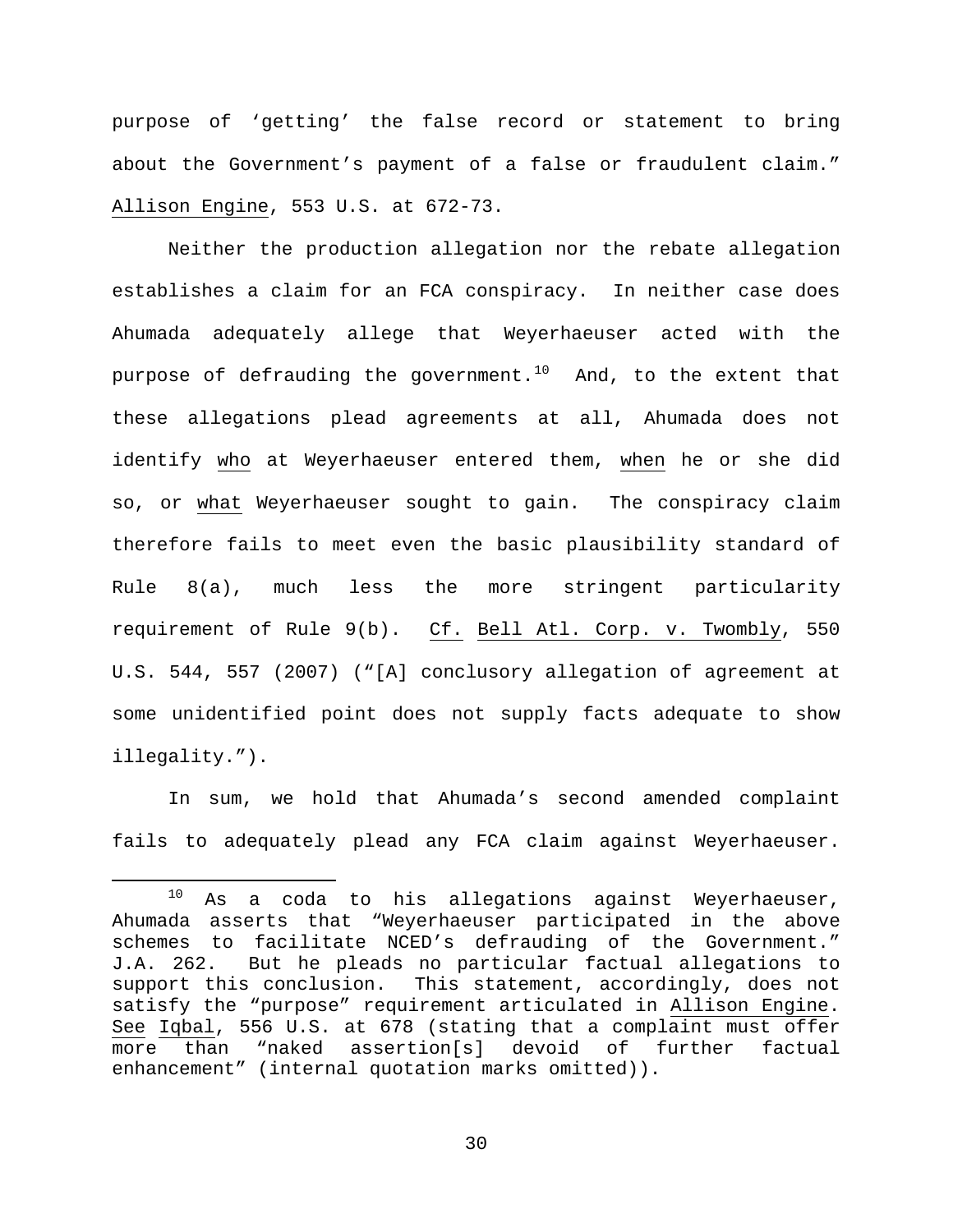purpose of 'getting' the false record or statement to bring about the Government's payment of a false or fraudulent claim." Allison Engine, 553 U.S. at 672-73.

Neither the production allegation nor the rebate allegation establishes a claim for an FCA conspiracy. In neither case does Ahumada adequately allege that Weyerhaeuser acted with the purpose of defrauding the government.[10] And, to the extent that these allegations plead agreements at all, Ahumada does not identify _who_ at Weyerhaeuser entered them, _when_ he or she did so, or _what_ Weyerhaeuser sought to gain. The conspiracy claim therefore fails to meet even the basic plausibility standard of Rule 8(a), much less the more stringent particularity requirement of Rule 9(b). _Cf._ _Bell Atl. Corp. v. Twombly_, 550 U.S. 544, 557 (2007) ("[A] conclusory allegation of agreement at some unidentified point does not supply facts adequate to show illegality.").

In sum, we hold that Ahumada's second amended complaint fails to adequately plead any FCA claim against Weyerhaeuser.

---

[10] As a coda to his allegations against Weyerhaeuser, Ahumada asserts that "Weyerhaeuser participated in the above schemes to facilitate NCED's defrauding of the Government." J.A. 262. But he pleads no particular factual allegations to support this conclusion. This statement, accordingly, does not satisfy the "purpose" requirement articulated in Allison Engine. _See_ _Iqbal_, 556 U.S. at 678 (stating that a complaint must offer more than "naked assertion[s] devoid of further factual enhancement" (internal quotation marks omitted)).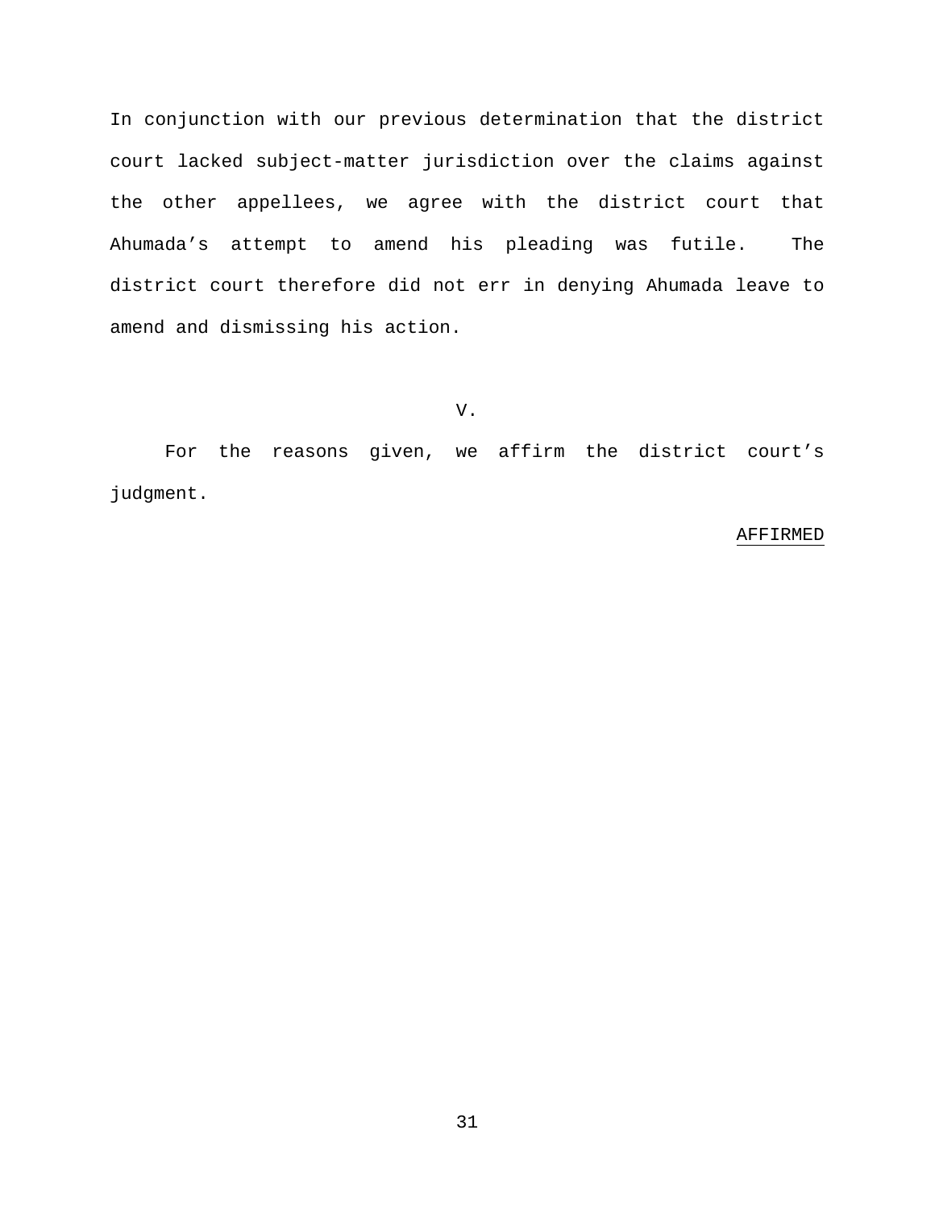In conjunction with our previous determination that the district court lacked subject-matter jurisdiction over the claims against the other appellees, we agree with the district court that Ahumada's attempt to amend his pleading was futile. The district court therefore did not err in denying Ahumada leave to amend and dismissing his action.

## V.

For the reasons given, we affirm the district court's judgment.

AFFIRMED